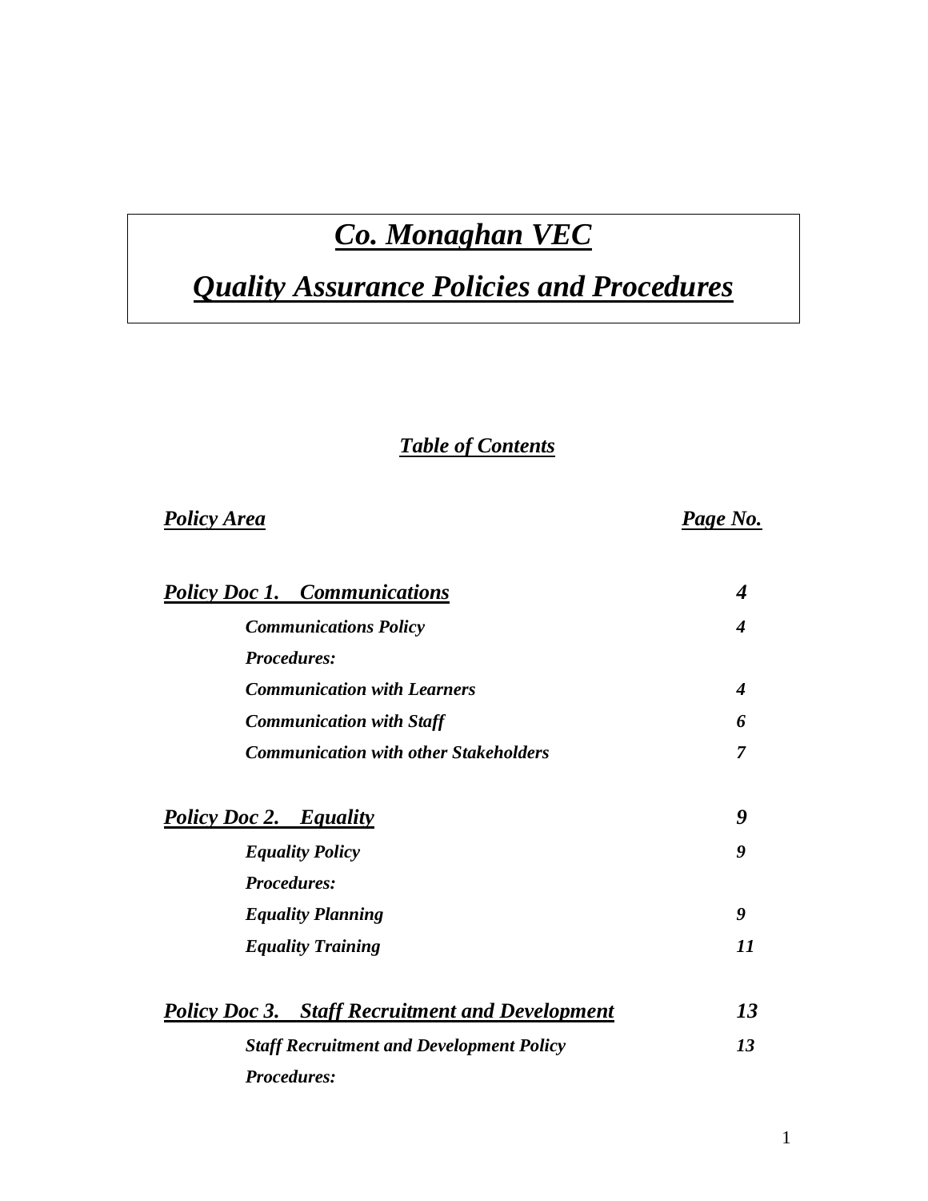# *Co. Monaghan VEC*

# *Quality Assurance Policies and Procedures*

## *Table of Contents*

| *Policy Area* | *Page No.* |
|---|---|
| ***Policy Doc 1. Communications*** | ***4*** |
| ***Communications Policy*** | ***4*** |
| ***Procedures:*** | |
| ***Communication with Learners*** | ***4*** |
| ***Communication with Staff*** | ***6*** |
| ***Communication with other Stakeholders*** | ***7*** |
| ***Policy Doc 2. Equality*** | ***9*** |
| ***Equality Policy*** | ***9*** |
| ***Procedures:*** | |
| ***Equality Planning*** | ***9*** |
| ***Equality Training*** | ***11*** |
| ***Policy Doc 3. Staff Recruitment and Development*** | ***13*** |
| ***Staff Recruitment and Development Policy*** | ***13*** |
| ***Procedures:*** | |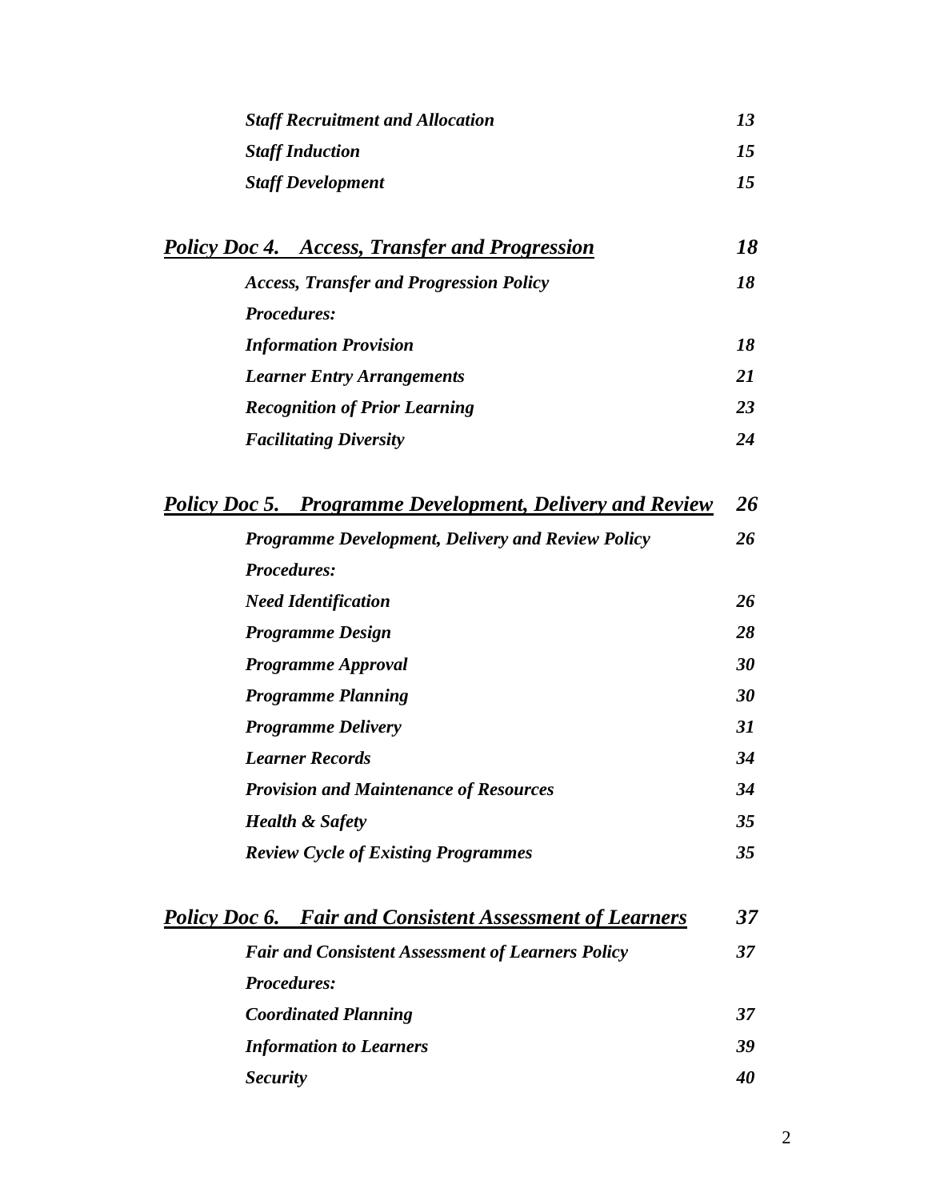| | |
|---|---|
| ***Staff Recruitment and Allocation*** | ***13*** |
| ***Staff Induction*** | ***15*** |
| ***Staff Development*** | ***15*** |
| ***<u>Policy Doc 4. Access, Transfer and Progression</u>*** | ***18*** |
| ***Access, Transfer and Progression Policy*** | ***18*** |
| ***Procedures:*** | |
| ***Information Provision*** | ***18*** |
| ***Learner Entry Arrangements*** | ***21*** |
| ***Recognition of Prior Learning*** | ***23*** |
| ***Facilitating Diversity*** | ***24*** |
| ***<u>Policy Doc 5. Programme Development, Delivery and Review</u>*** | ***26*** |
| ***Programme Development, Delivery and Review Policy*** | ***26*** |
| ***Procedures:*** | |
| ***Need Identification*** | ***26*** |
| ***Programme Design*** | ***28*** |
| ***Programme Approval*** | ***30*** |
| ***Programme Planning*** | ***30*** |
| ***Programme Delivery*** | ***31*** |
| ***Learner Records*** | ***34*** |
| ***Provision and Maintenance of Resources*** | ***34*** |
| ***Health & Safety*** | ***35*** |
| ***Review Cycle of Existing Programmes*** | ***35*** |
| ***<u>Policy Doc 6. Fair and Consistent Assessment of Learners</u>*** | ***37*** |
| ***Fair and Consistent Assessment of Learners Policy*** | ***37*** |
| ***Procedures:*** | |
| ***Coordinated Planning*** | ***37*** |
| ***Information to Learners*** | ***39*** |
| ***Security*** | ***40*** |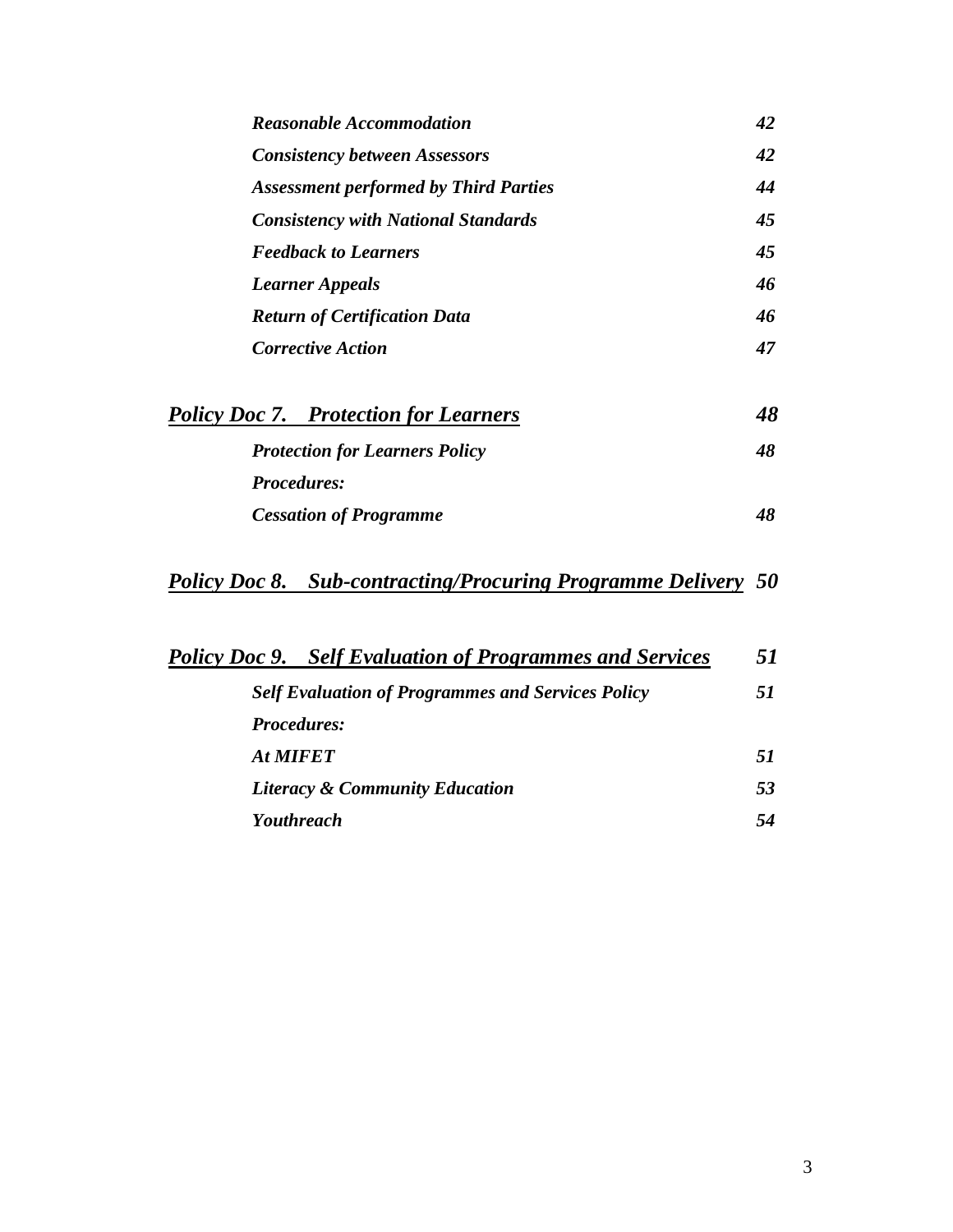| | |
|---|---|
| ***Reasonable Accommodation*** | ***42*** |
| ***Consistency between Assessors*** | ***42*** |
| ***Assessment performed by Third Parties*** | ***44*** |
| ***Consistency with National Standards*** | ***45*** |
| ***Feedback to Learners*** | ***45*** |
| ***Learner Appeals*** | ***46*** |
| ***Return of Certification Data*** | ***46*** |
| ***Corrective Action*** | ***47*** |

| | |
|---|---|
| ***Policy Doc 7. Protection for Learners*** | ***48*** |
| ***Protection for Learners Policy*** | ***48*** |
| ***Procedures:*** | |
| ***Cessation of Programme*** | ***48*** |

| | |
|---|---|
| ***Policy Doc 8. Sub-contracting/Procuring Programme Delivery*** | ***50*** |

| | |
|---|---|
| ***Policy Doc 9. Self Evaluation of Programmes and Services*** | ***51*** |
| ***Self Evaluation of Programmes and Services Policy*** | ***51*** |
| ***Procedures:*** | |
| ***At MIFET*** | ***51*** |
| ***Literacy & Community Education*** | ***53*** |
| ***Youthreach*** | ***54*** |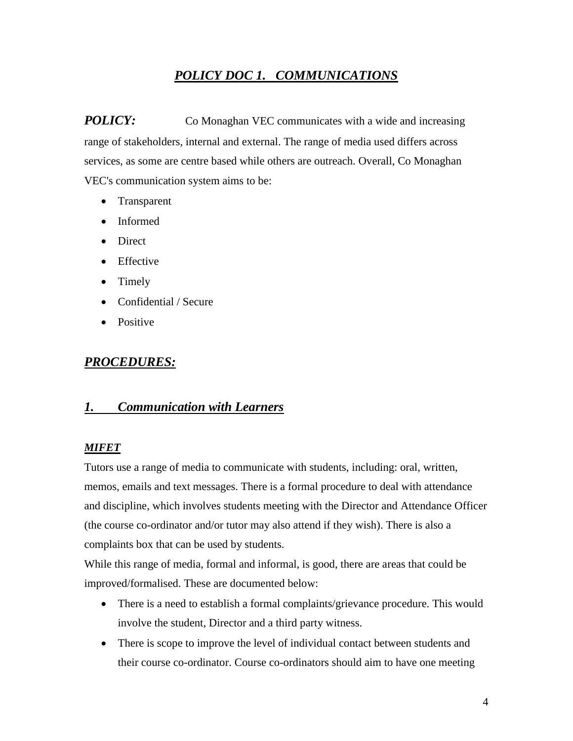# ***POLICY DOC 1. COMMUNICATIONS***

***POLICY:*** Co Monaghan VEC communicates with a wide and increasing range of stakeholders, internal and external. The range of media used differs across services, as some are centre based while others are outreach. Overall, Co Monaghan VEC's communication system aims to be:

- Transparent
- Informed
- Direct
- Effective
- Timely
- Confidential / Secure
- Positive

## ***PROCEDURES:***

## ***1. Communication with Learners***

### ***MIFET***

Tutors use a range of media to communicate with students, including: oral, written, memos, emails and text messages. There is a formal procedure to deal with attendance and discipline, which involves students meeting with the Director and Attendance Officer (the course co-ordinator and/or tutor may also attend if they wish). There is also a complaints box that can be used by students.

While this range of media, formal and informal, is good, there are areas that could be improved/formalised. These are documented below:

- There is a need to establish a formal complaints/grievance procedure. This would involve the student, Director and a third party witness.
- There is scope to improve the level of individual contact between students and their course co-ordinator. Course co-ordinators should aim to have one meeting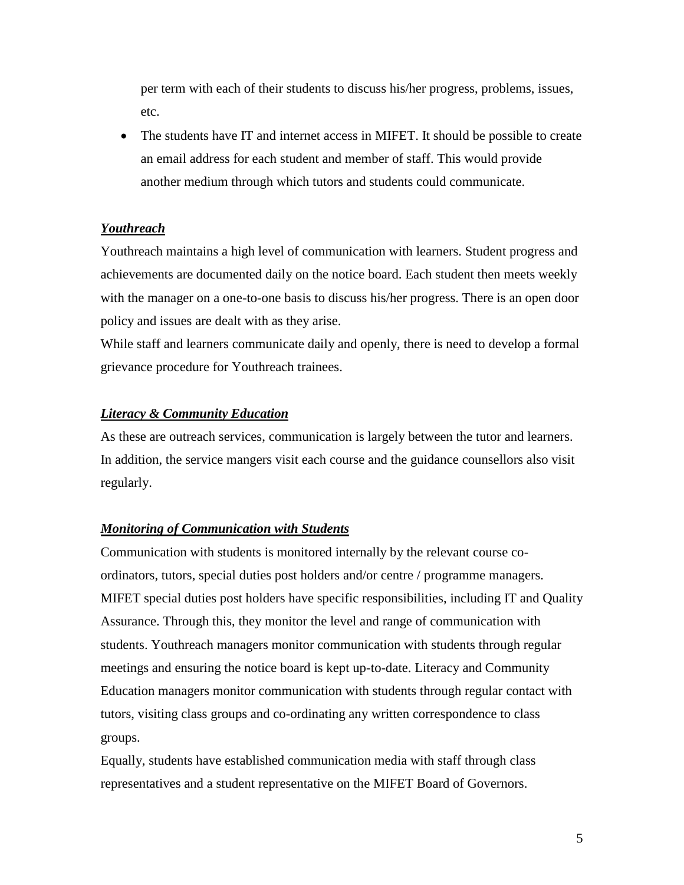per term with each of their students to discuss his/her progress, problems, issues, etc.

- The students have IT and internet access in MIFET. It should be possible to create an email address for each student and member of staff. This would provide another medium through which tutors and students could communicate.

***Youthreach***

Youthreach maintains a high level of communication with learners. Student progress and achievements are documented daily on the notice board. Each student then meets weekly with the manager on a one-to-one basis to discuss his/her progress. There is an open door policy and issues are dealt with as they arise.

While staff and learners communicate daily and openly, there is need to develop a formal grievance procedure for Youthreach trainees.

***Literacy & Community Education***

As these are outreach services, communication is largely between the tutor and learners. In addition, the service mangers visit each course and the guidance counsellors also visit regularly.

***Monitoring of Communication with Students***

Communication with students is monitored internally by the relevant course co-ordinators, tutors, special duties post holders and/or centre / programme managers. MIFET special duties post holders have specific responsibilities, including IT and Quality Assurance. Through this, they monitor the level and range of communication with students. Youthreach managers monitor communication with students through regular meetings and ensuring the notice board is kept up-to-date. Literacy and Community Education managers monitor communication with students through regular contact with tutors, visiting class groups and co-ordinating any written correspondence to class groups.

Equally, students have established communication media with staff through class representatives and a student representative on the MIFET Board of Governors.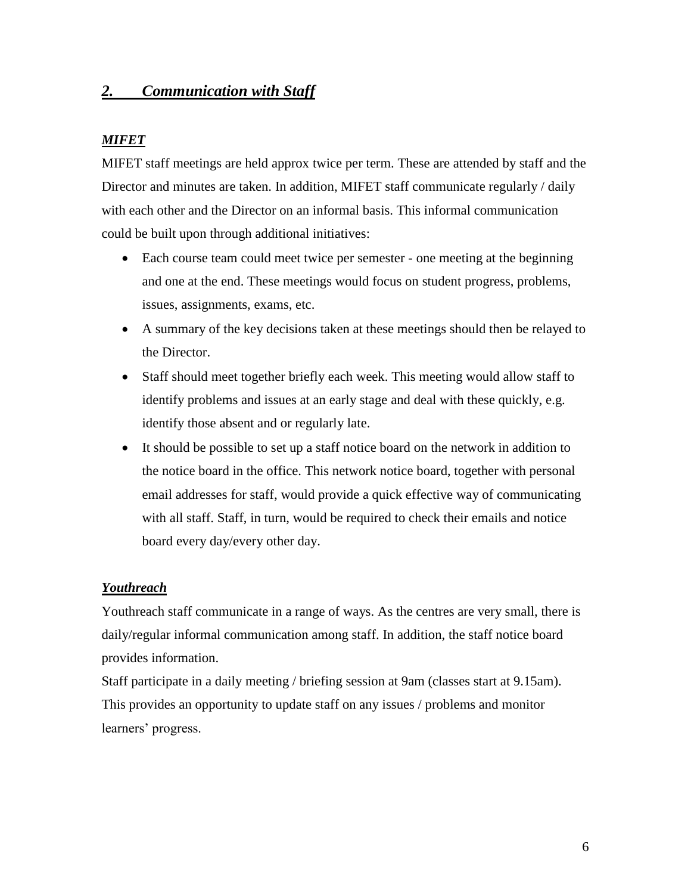## *2. Communication with Staff*

### *MIFET*

MIFET staff meetings are held approx twice per term. These are attended by staff and the Director and minutes are taken. In addition, MIFET staff communicate regularly / daily with each other and the Director on an informal basis. This informal communication could be built upon through additional initiatives:

- Each course team could meet twice per semester - one meeting at the beginning and one at the end. These meetings would focus on student progress, problems, issues, assignments, exams, etc.
- A summary of the key decisions taken at these meetings should then be relayed to the Director.
- Staff should meet together briefly each week. This meeting would allow staff to identify problems and issues at an early stage and deal with these quickly, e.g. identify those absent and or regularly late.
- It should be possible to set up a staff notice board on the network in addition to the notice board in the office. This network notice board, together with personal email addresses for staff, would provide a quick effective way of communicating with all staff. Staff, in turn, would be required to check their emails and notice board every day/every other day.

### *Youthreach*

Youthreach staff communicate in a range of ways. As the centres are very small, there is daily/regular informal communication among staff. In addition, the staff notice board provides information.

Staff participate in a daily meeting / briefing session at 9am (classes start at 9.15am). This provides an opportunity to update staff on any issues / problems and monitor learners' progress.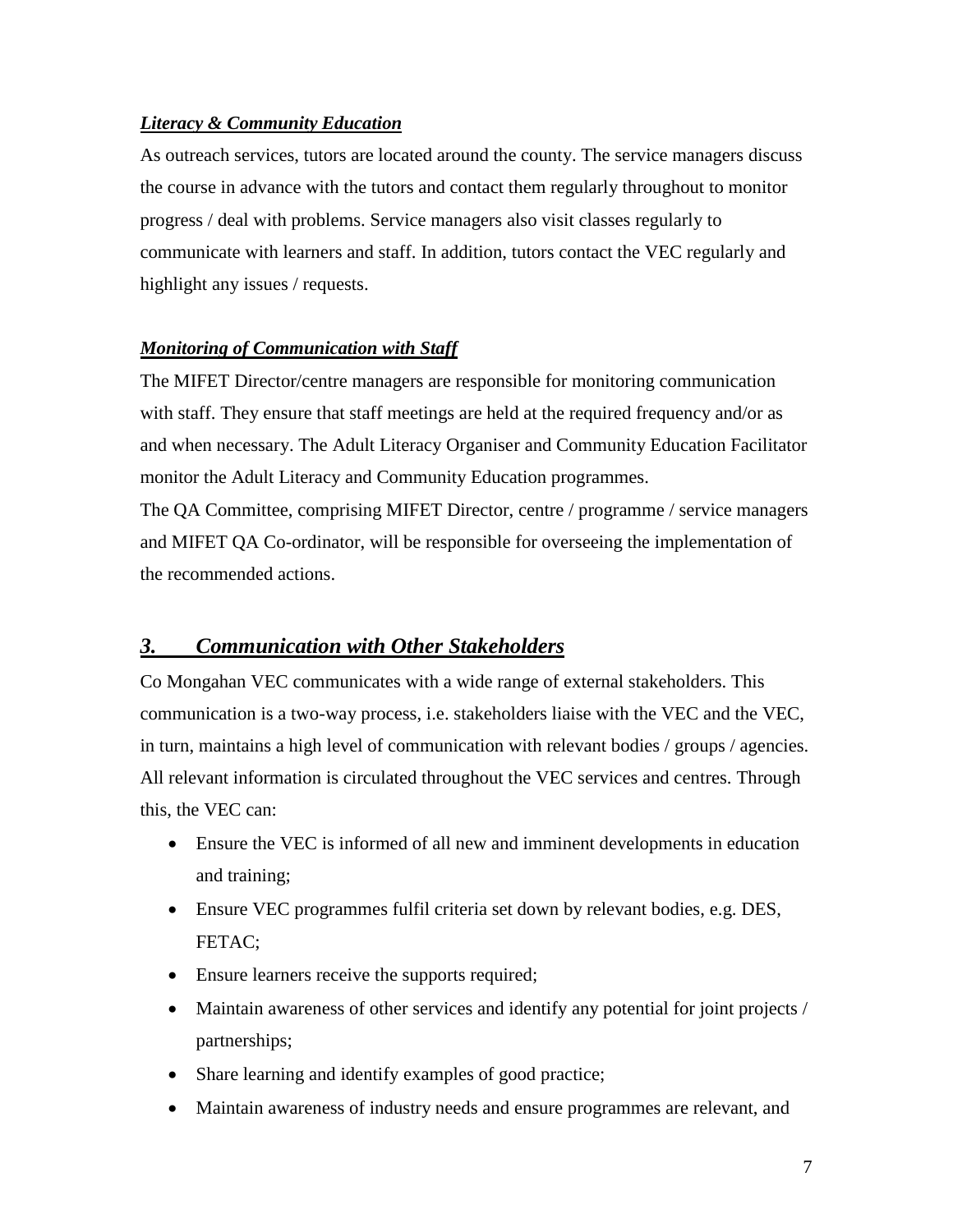***Literacy & Community Education***

As outreach services, tutors are located around the county. The service managers discuss the course in advance with the tutors and contact them regularly throughout to monitor progress / deal with problems. Service managers also visit classes regularly to communicate with learners and staff. In addition, tutors contact the VEC regularly and highlight any issues / requests.

***Monitoring of Communication with Staff***

The MIFET Director/centre managers are responsible for monitoring communication with staff. They ensure that staff meetings are held at the required frequency and/or as and when necessary. The Adult Literacy Organiser and Community Education Facilitator monitor the Adult Literacy and Community Education programmes.

The QA Committee, comprising MIFET Director, centre / programme / service managers and MIFET QA Co-ordinator, will be responsible for overseeing the implementation of the recommended actions.

## *3. Communication with Other Stakeholders*

Co Mongahan VEC communicates with a wide range of external stakeholders. This communication is a two-way process, i.e. stakeholders liaise with the VEC and the VEC, in turn, maintains a high level of communication with relevant bodies / groups / agencies. All relevant information is circulated throughout the VEC services and centres. Through this, the VEC can:

- Ensure the VEC is informed of all new and imminent developments in education and training;
- Ensure VEC programmes fulfil criteria set down by relevant bodies, e.g. DES, FETAC;
- Ensure learners receive the supports required;
- Maintain awareness of other services and identify any potential for joint projects / partnerships;
- Share learning and identify examples of good practice;
- Maintain awareness of industry needs and ensure programmes are relevant, and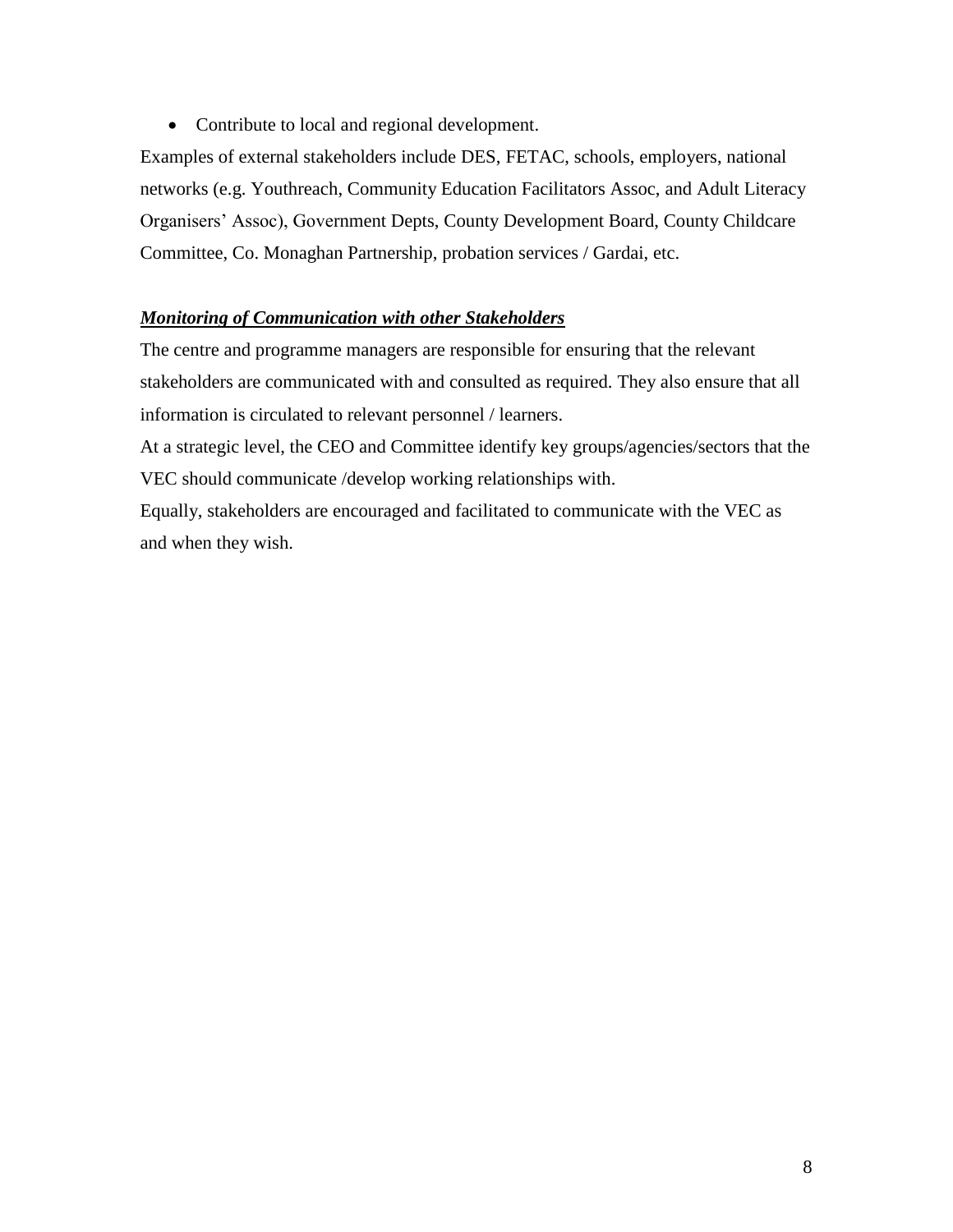- Contribute to local and regional development.

Examples of external stakeholders include DES, FETAC, schools, employers, national networks (e.g. Youthreach, Community Education Facilitators Assoc, and Adult Literacy Organisers' Assoc), Government Depts, County Development Board, County Childcare Committee, Co. Monaghan Partnership, probation services / Gardai, etc.

***Monitoring of Communication with other Stakeholders***

The centre and programme managers are responsible for ensuring that the relevant stakeholders are communicated with and consulted as required. They also ensure that all information is circulated to relevant personnel / learners.

At a strategic level, the CEO and Committee identify key groups/agencies/sectors that the VEC should communicate /develop working relationships with.

Equally, stakeholders are encouraged and facilitated to communicate with the VEC as and when they wish.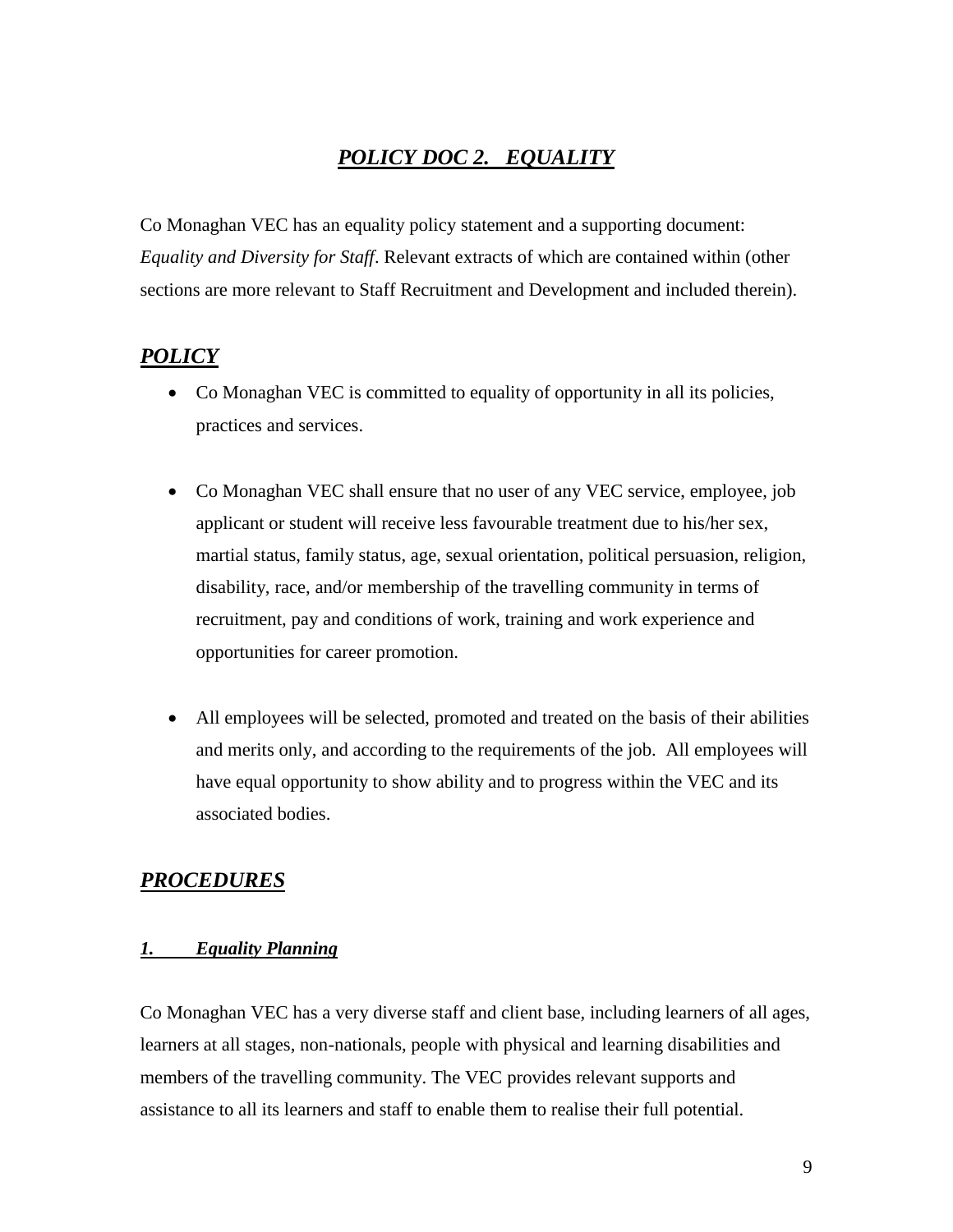# ***POLICY DOC 2. EQUALITY***

Co Monaghan VEC has an equality policy statement and a supporting document: *Equality and Diversity for Staff*. Relevant extracts of which are contained within (other sections are more relevant to Staff Recruitment and Development and included therein).

## ***POLICY***

- Co Monaghan VEC is committed to equality of opportunity in all its policies, practices and services.

- Co Monaghan VEC shall ensure that no user of any VEC service, employee, job applicant or student will receive less favourable treatment due to his/her sex, martial status, family status, age, sexual orientation, political persuasion, religion, disability, race, and/or membership of the travelling community in terms of recruitment, pay and conditions of work, training and work experience and opportunities for career promotion.

- All employees will be selected, promoted and treated on the basis of their abilities and merits only, and according to the requirements of the job. All employees will have equal opportunity to show ability and to progress within the VEC and its associated bodies.

## ***PROCEDURES***

### ***1. Equality Planning***

Co Monaghan VEC has a very diverse staff and client base, including learners of all ages, learners at all stages, non-nationals, people with physical and learning disabilities and members of the travelling community. The VEC provides relevant supports and assistance to all its learners and staff to enable them to realise their full potential.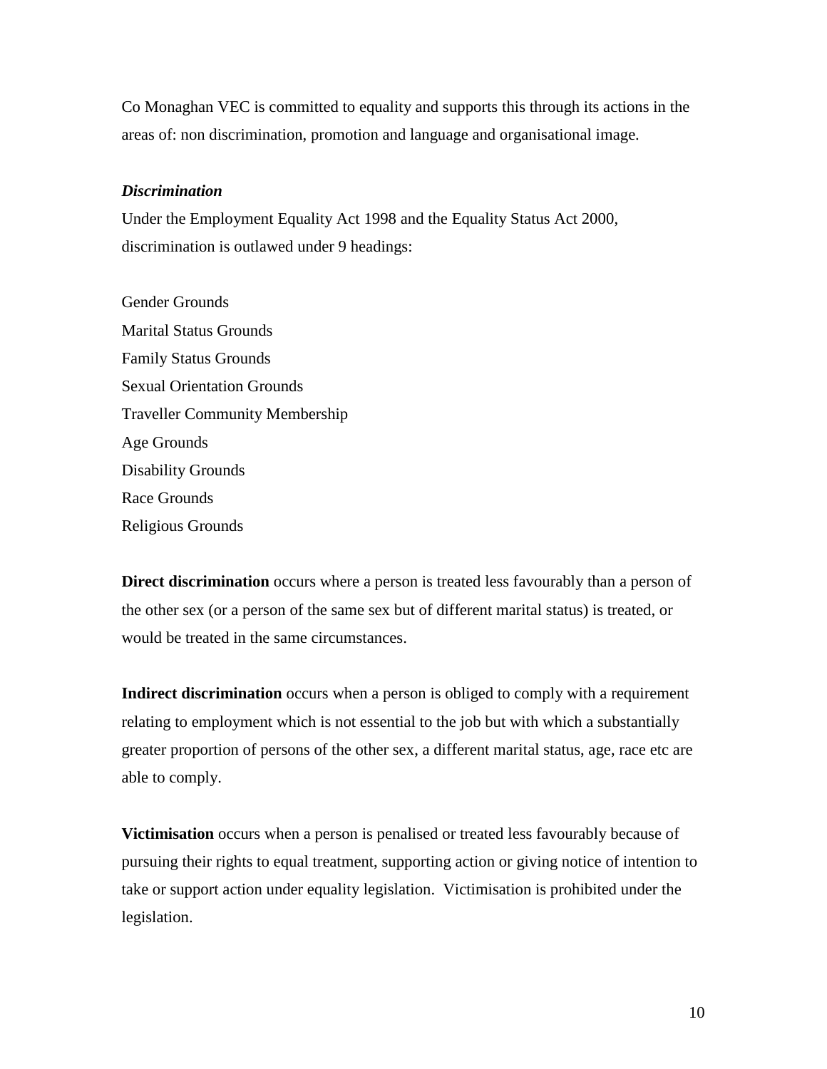Co Monaghan VEC is committed to equality and supports this through its actions in the areas of: non discrimination, promotion and language and organisational image.

***Discrimination***

Under the Employment Equality Act 1998 and the Equality Status Act 2000, discrimination is outlawed under 9 headings:

Gender Grounds
Marital Status Grounds
Family Status Grounds
Sexual Orientation Grounds
Traveller Community Membership
Age Grounds
Disability Grounds
Race Grounds
Religious Grounds

**Direct discrimination** occurs where a person is treated less favourably than a person of the other sex (or a person of the same sex but of different marital status) is treated, or would be treated in the same circumstances.

**Indirect discrimination** occurs when a person is obliged to comply with a requirement relating to employment which is not essential to the job but with which a substantially greater proportion of persons of the other sex, a different marital status, age, race etc are able to comply.

**Victimisation** occurs when a person is penalised or treated less favourably because of pursuing their rights to equal treatment, supporting action or giving notice of intention to take or support action under equality legislation. Victimisation is prohibited under the legislation.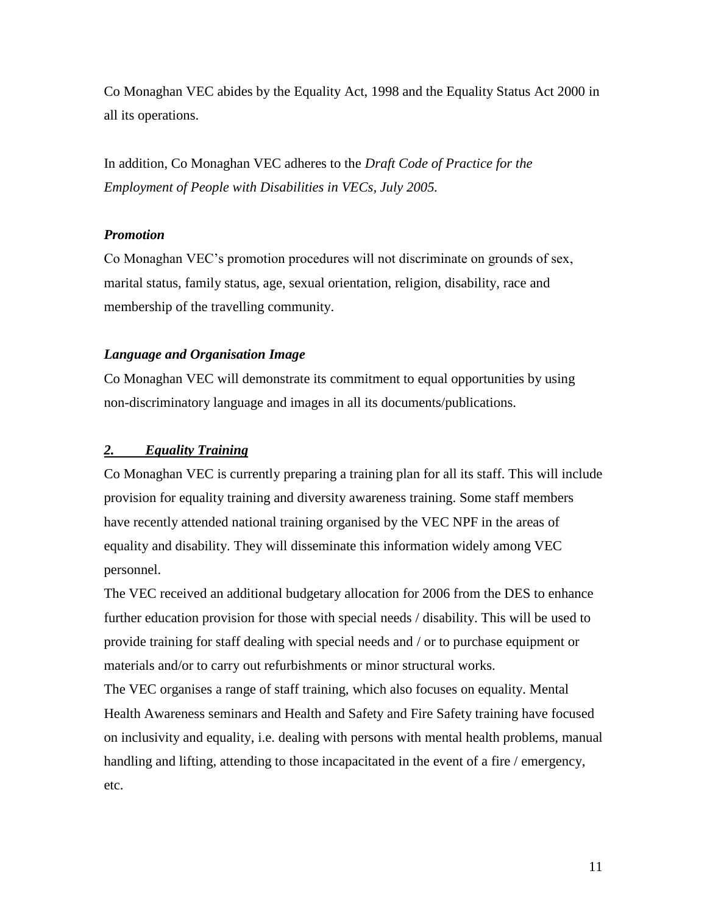Co Monaghan VEC abides by the Equality Act, 1998 and the Equality Status Act 2000 in all its operations.

In addition, Co Monaghan VEC adheres to the *Draft Code of Practice for the Employment of People with Disabilities in VECs, July 2005.*

***Promotion***

Co Monaghan VEC's promotion procedures will not discriminate on grounds of sex, marital status, family status, age, sexual orientation, religion, disability, race and membership of the travelling community.

***Language and Organisation Image***

Co Monaghan VEC will demonstrate its commitment to equal opportunities by using non-discriminatory language and images in all its documents/publications.

## ***2. Equality Training***

Co Monaghan VEC is currently preparing a training plan for all its staff. This will include provision for equality training and diversity awareness training. Some staff members have recently attended national training organised by the VEC NPF in the areas of equality and disability. They will disseminate this information widely among VEC personnel.

The VEC received an additional budgetary allocation for 2006 from the DES to enhance further education provision for those with special needs / disability. This will be used to provide training for staff dealing with special needs and / or to purchase equipment or materials and/or to carry out refurbishments or minor structural works.

The VEC organises a range of staff training, which also focuses on equality. Mental Health Awareness seminars and Health and Safety and Fire Safety training have focused on inclusivity and equality, i.e. dealing with persons with mental health problems, manual handling and lifting, attending to those incapacitated in the event of a fire / emergency, etc.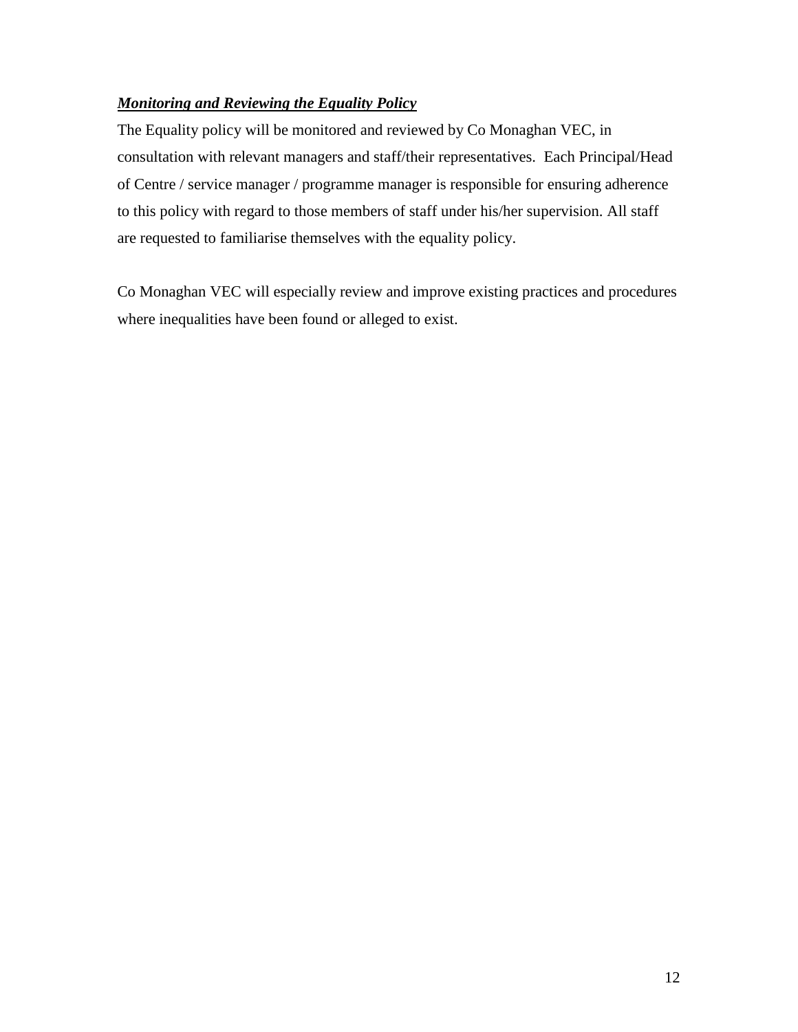***Monitoring and Reviewing the Equality Policy***

The Equality policy will be monitored and reviewed by Co Monaghan VEC, in consultation with relevant managers and staff/their representatives. Each Principal/Head of Centre / service manager / programme manager is responsible for ensuring adherence to this policy with regard to those members of staff under his/her supervision. All staff are requested to familiarise themselves with the equality policy.

Co Monaghan VEC will especially review and improve existing practices and procedures where inequalities have been found or alleged to exist.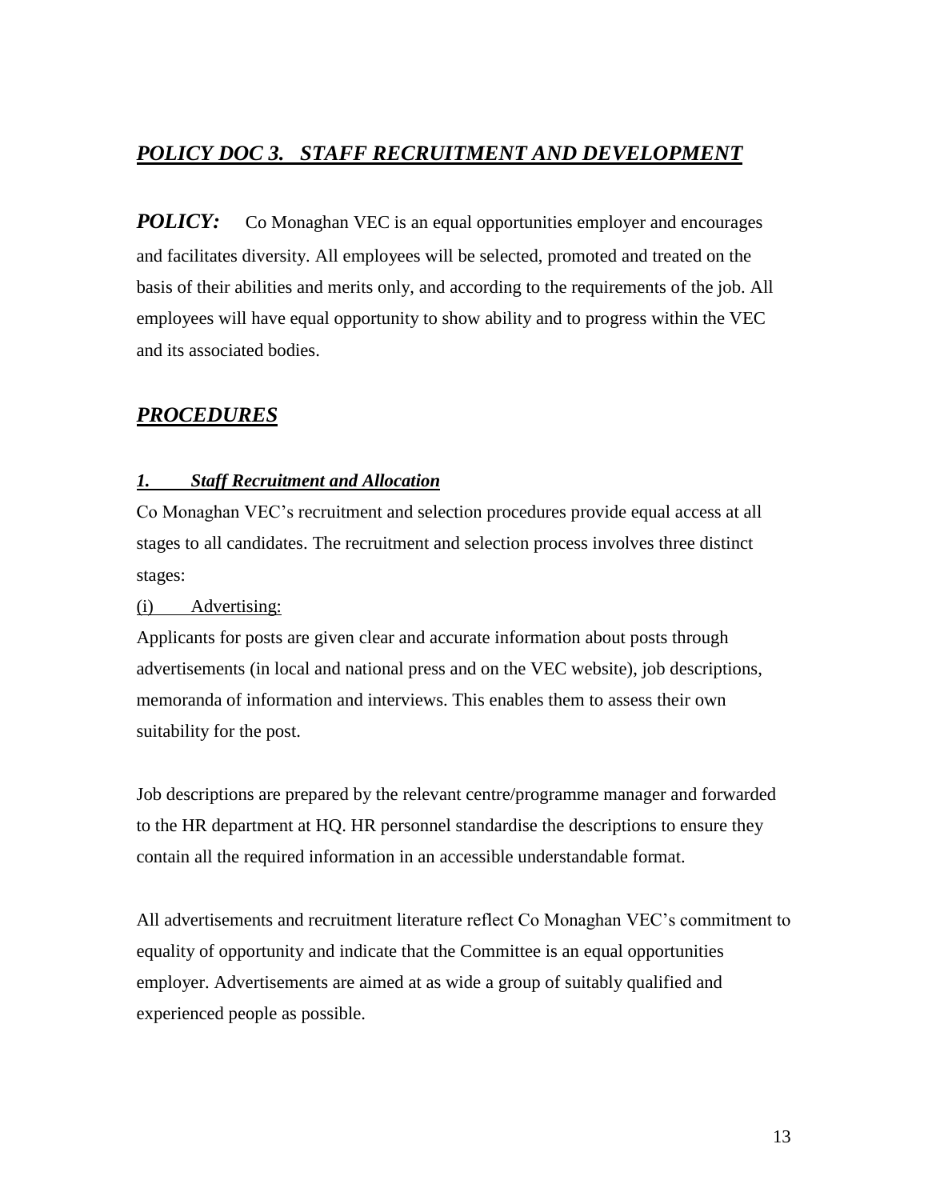## ***POLICY DOC 3. STAFF RECRUITMENT AND DEVELOPMENT***

***POLICY:*** Co Monaghan VEC is an equal opportunities employer and encourages and facilitates diversity. All employees will be selected, promoted and treated on the basis of their abilities and merits only, and according to the requirements of the job. All employees will have equal opportunity to show ability and to progress within the VEC and its associated bodies.

## ***PROCEDURES***

### ***1. Staff Recruitment and Allocation***

Co Monaghan VEC's recruitment and selection procedures provide equal access at all stages to all candidates. The recruitment and selection process involves three distinct stages:

(i) Advertising:

Applicants for posts are given clear and accurate information about posts through advertisements (in local and national press and on the VEC website), job descriptions, memoranda of information and interviews. This enables them to assess their own suitability for the post.

Job descriptions are prepared by the relevant centre/programme manager and forwarded to the HR department at HQ. HR personnel standardise the descriptions to ensure they contain all the required information in an accessible understandable format.

All advertisements and recruitment literature reflect Co Monaghan VEC's commitment to equality of opportunity and indicate that the Committee is an equal opportunities employer. Advertisements are aimed at as wide a group of suitably qualified and experienced people as possible.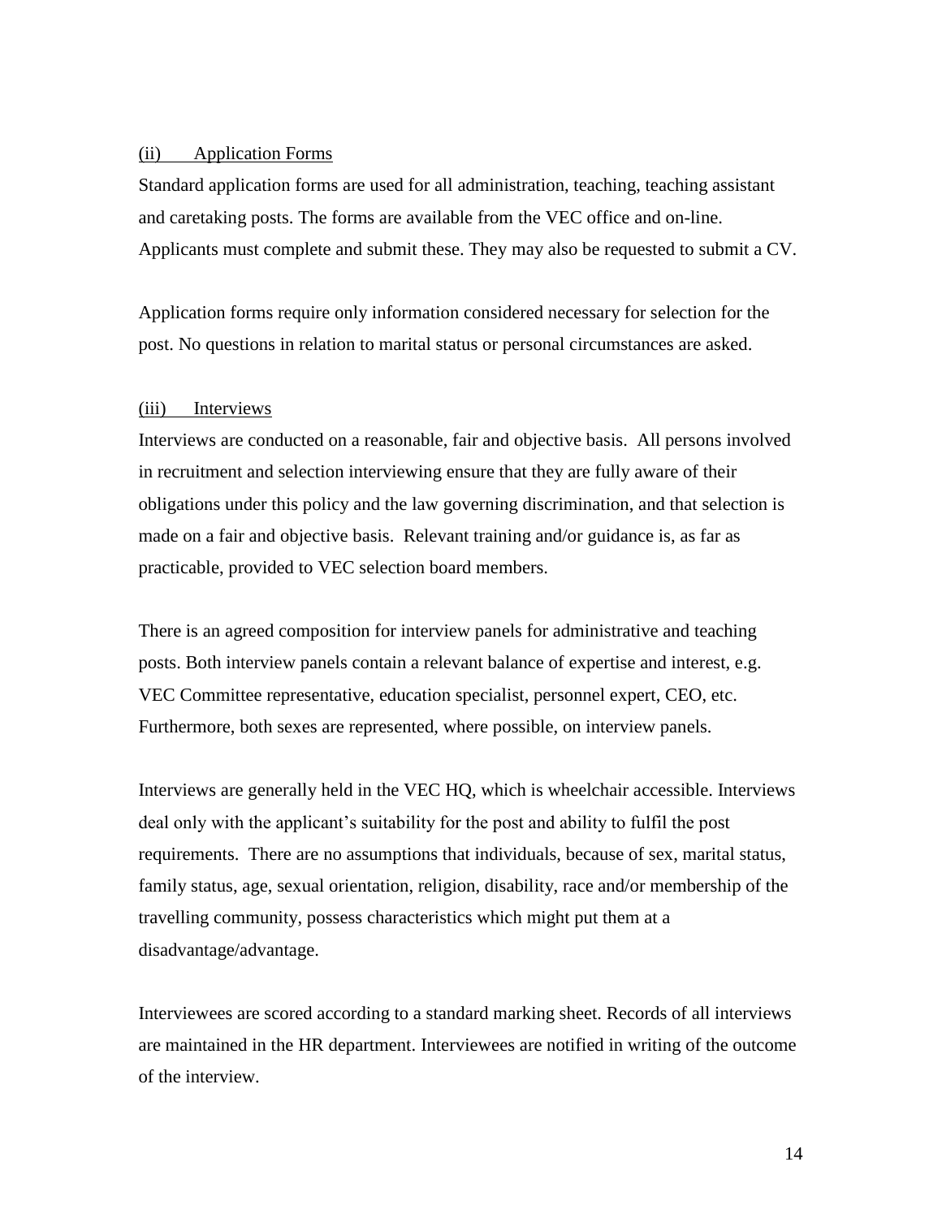<u>(ii) Application Forms</u>

Standard application forms are used for all administration, teaching, teaching assistant and caretaking posts. The forms are available from the VEC office and on-line. Applicants must complete and submit these. They may also be requested to submit a CV.

Application forms require only information considered necessary for selection for the post. No questions in relation to marital status or personal circumstances are asked.

<u>(iii) Interviews</u>

Interviews are conducted on a reasonable, fair and objective basis. All persons involved in recruitment and selection interviewing ensure that they are fully aware of their obligations under this policy and the law governing discrimination, and that selection is made on a fair and objective basis. Relevant training and/or guidance is, as far as practicable, provided to VEC selection board members.

There is an agreed composition for interview panels for administrative and teaching posts. Both interview panels contain a relevant balance of expertise and interest, e.g. VEC Committee representative, education specialist, personnel expert, CEO, etc. Furthermore, both sexes are represented, where possible, on interview panels.

Interviews are generally held in the VEC HQ, which is wheelchair accessible. Interviews deal only with the applicant's suitability for the post and ability to fulfil the post requirements. There are no assumptions that individuals, because of sex, marital status, family status, age, sexual orientation, religion, disability, race and/or membership of the travelling community, possess characteristics which might put them at a disadvantage/advantage.

Interviewees are scored according to a standard marking sheet. Records of all interviews are maintained in the HR department. Interviewees are notified in writing of the outcome of the interview.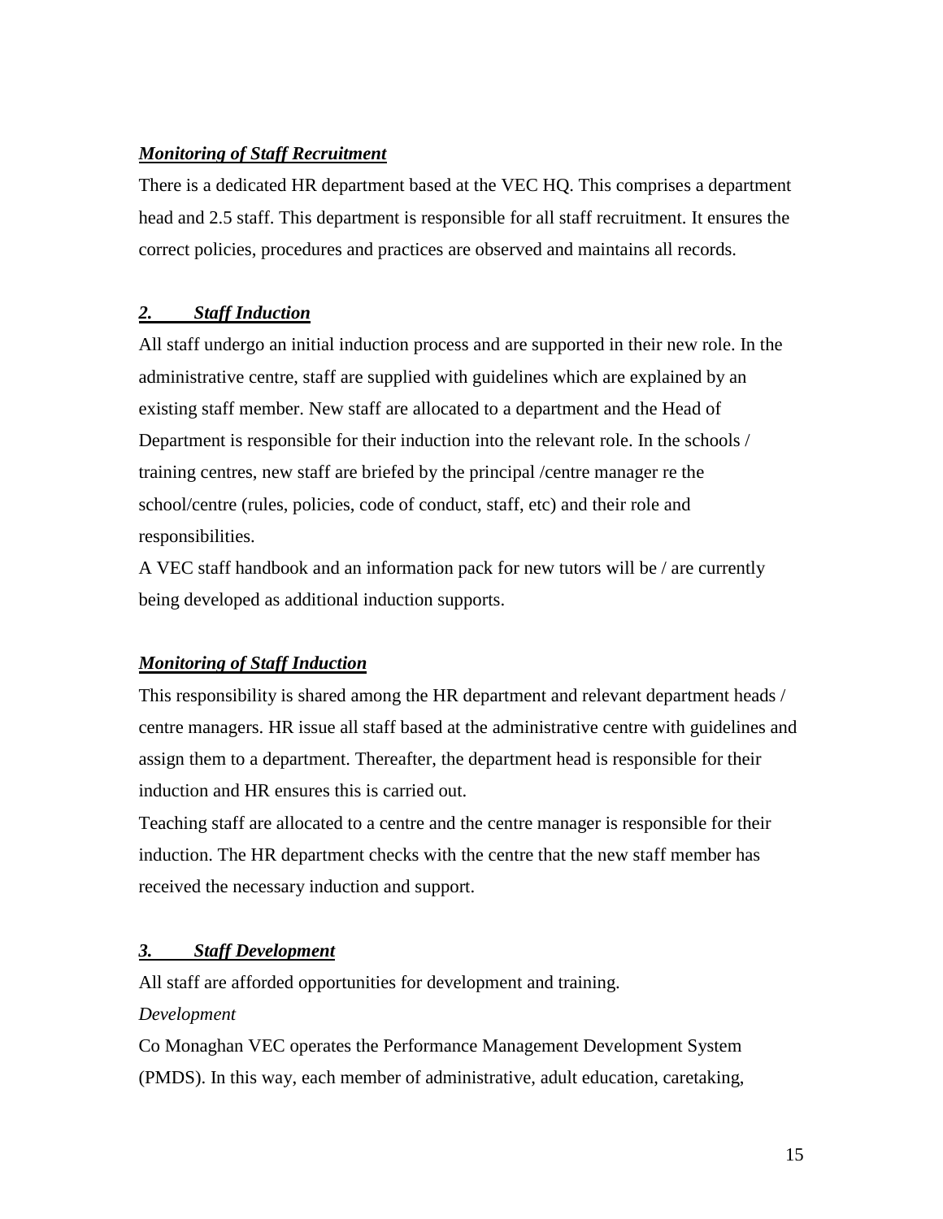***Monitoring of Staff Recruitment***

There is a dedicated HR department based at the VEC HQ. This comprises a department head and 2.5 staff. This department is responsible for all staff recruitment. It ensures the correct policies, procedures and practices are observed and maintains all records.

***2. Staff Induction***

All staff undergo an initial induction process and are supported in their new role. In the administrative centre, staff are supplied with guidelines which are explained by an existing staff member. New staff are allocated to a department and the Head of Department is responsible for their induction into the relevant role. In the schools / training centres, new staff are briefed by the principal /centre manager re the school/centre (rules, policies, code of conduct, staff, etc) and their role and responsibilities.

A VEC staff handbook and an information pack for new tutors will be / are currently being developed as additional induction supports.

***Monitoring of Staff Induction***

This responsibility is shared among the HR department and relevant department heads / centre managers. HR issue all staff based at the administrative centre with guidelines and assign them to a department. Thereafter, the department head is responsible for their induction and HR ensures this is carried out.

Teaching staff are allocated to a centre and the centre manager is responsible for their induction. The HR department checks with the centre that the new staff member has received the necessary induction and support.

***3. Staff Development***

All staff are afforded opportunities for development and training.

*Development*

Co Monaghan VEC operates the Performance Management Development System (PMDS). In this way, each member of administrative, adult education, caretaking,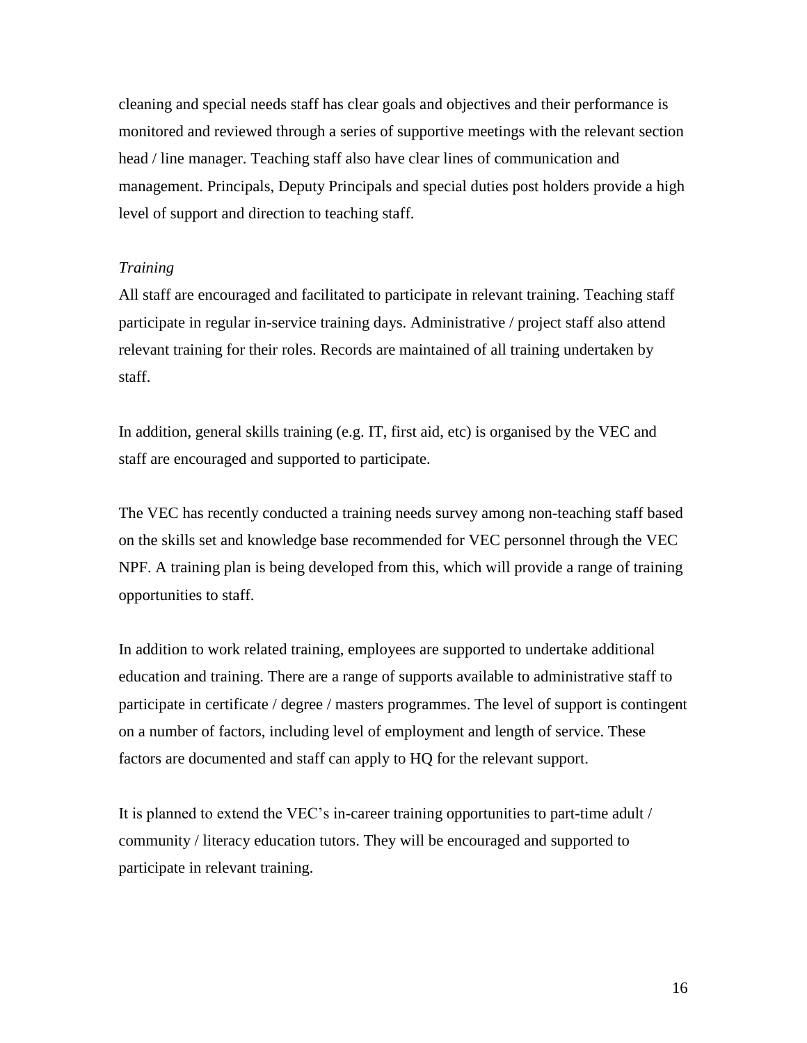cleaning and special needs staff has clear goals and objectives and their performance is monitored and reviewed through a series of supportive meetings with the relevant section head / line manager. Teaching staff also have clear lines of communication and management. Principals, Deputy Principals and special duties post holders provide a high level of support and direction to teaching staff.

*Training*

All staff are encouraged and facilitated to participate in relevant training. Teaching staff participate in regular in-service training days. Administrative / project staff also attend relevant training for their roles. Records are maintained of all training undertaken by staff.

In addition, general skills training (e.g. IT, first aid, etc) is organised by the VEC and staff are encouraged and supported to participate.

The VEC has recently conducted a training needs survey among non-teaching staff based on the skills set and knowledge base recommended for VEC personnel through the VEC NPF. A training plan is being developed from this, which will provide a range of training opportunities to staff.

In addition to work related training, employees are supported to undertake additional education and training. There are a range of supports available to administrative staff to participate in certificate / degree / masters programmes. The level of support is contingent on a number of factors, including level of employment and length of service. These factors are documented and staff can apply to HQ for the relevant support.

It is planned to extend the VEC's in-career training opportunities to part-time adult / community / literacy education tutors. They will be encouraged and supported to participate in relevant training.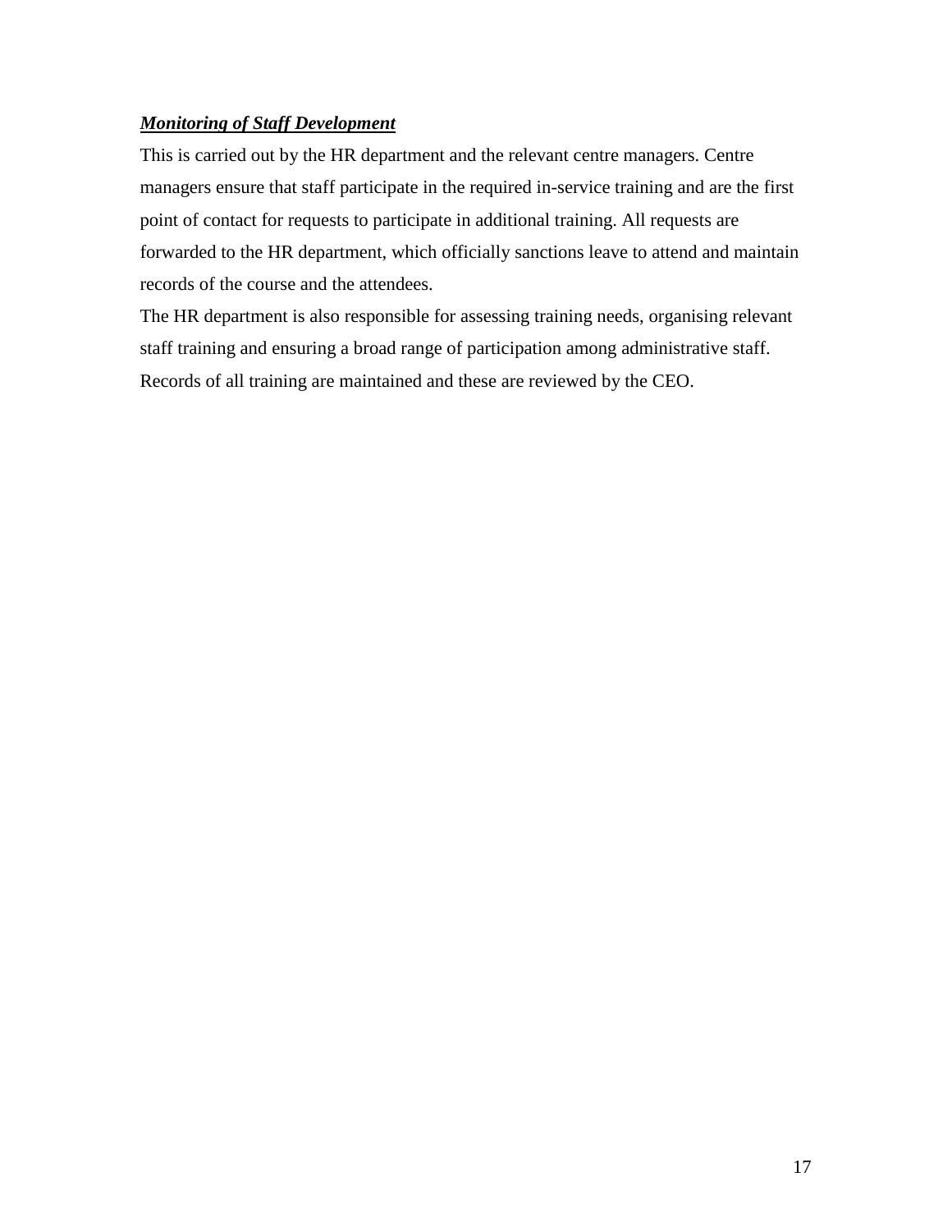***Monitoring of Staff Development***

This is carried out by the HR department and the relevant centre managers. Centre managers ensure that staff participate in the required in-service training and are the first point of contact for requests to participate in additional training. All requests are forwarded to the HR department, which officially sanctions leave to attend and maintain records of the course and the attendees.

The HR department is also responsible for assessing training needs, organising relevant staff training and ensuring a broad range of participation among administrative staff. Records of all training are maintained and these are reviewed by the CEO.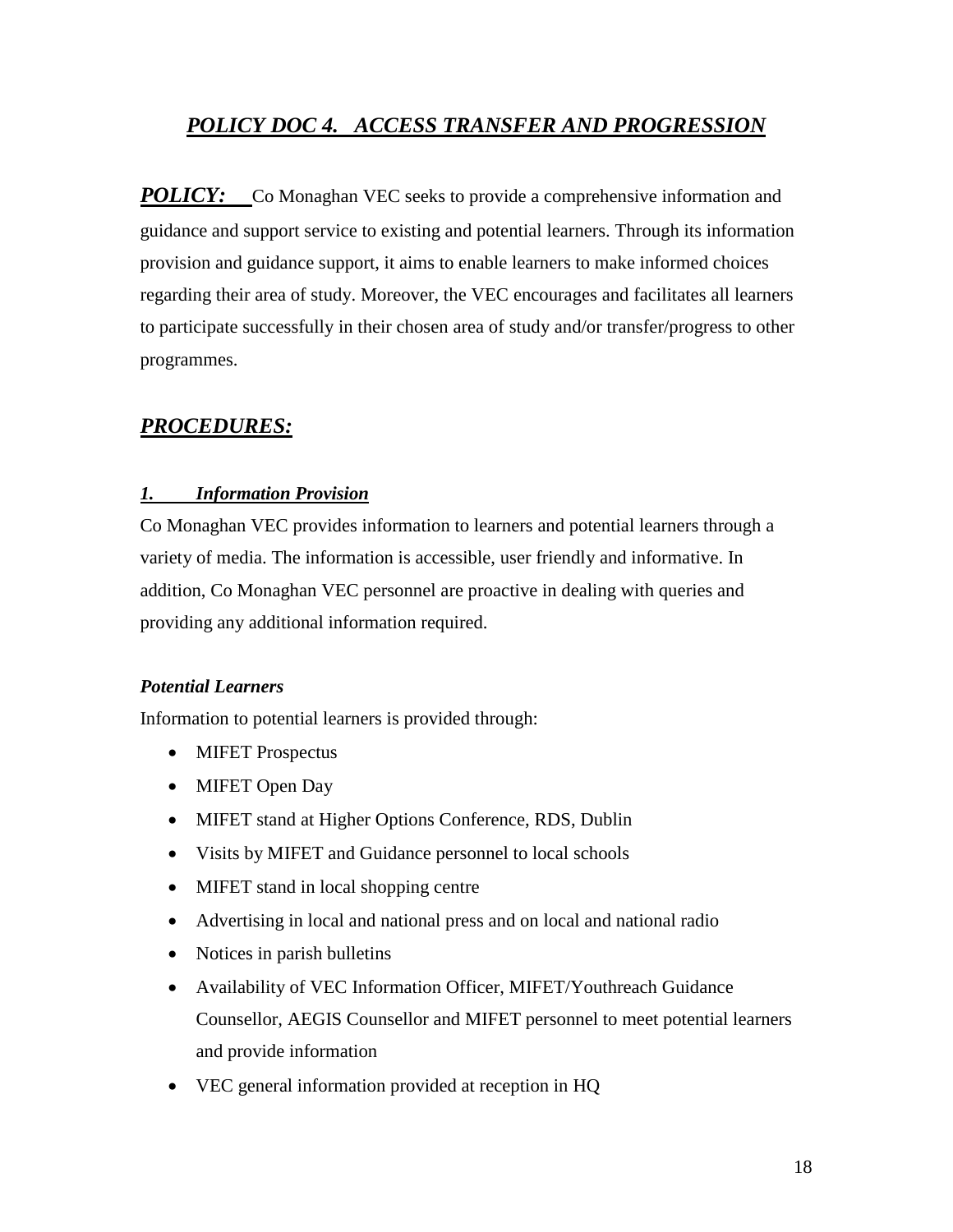## ***POLICY DOC 4. ACCESS TRANSFER AND PROGRESSION***

***POLICY:*** Co Monaghan VEC seeks to provide a comprehensive information and guidance and support service to existing and potential learners. Through its information provision and guidance support, it aims to enable learners to make informed choices regarding their area of study. Moreover, the VEC encourages and facilitates all learners to participate successfully in their chosen area of study and/or transfer/progress to other programmes.

## ***PROCEDURES:***

### ***1. Information Provision***

Co Monaghan VEC provides information to learners and potential learners through a variety of media. The information is accessible, user friendly and informative. In addition, Co Monaghan VEC personnel are proactive in dealing with queries and providing any additional information required.

***Potential Learners***

Information to potential learners is provided through:

- MIFET Prospectus
- MIFET Open Day
- MIFET stand at Higher Options Conference, RDS, Dublin
- Visits by MIFET and Guidance personnel to local schools
- MIFET stand in local shopping centre
- Advertising in local and national press and on local and national radio
- Notices in parish bulletins
- Availability of VEC Information Officer, MIFET/Youthreach Guidance Counsellor, AEGIS Counsellor and MIFET personnel to meet potential learners and provide information
- VEC general information provided at reception in HQ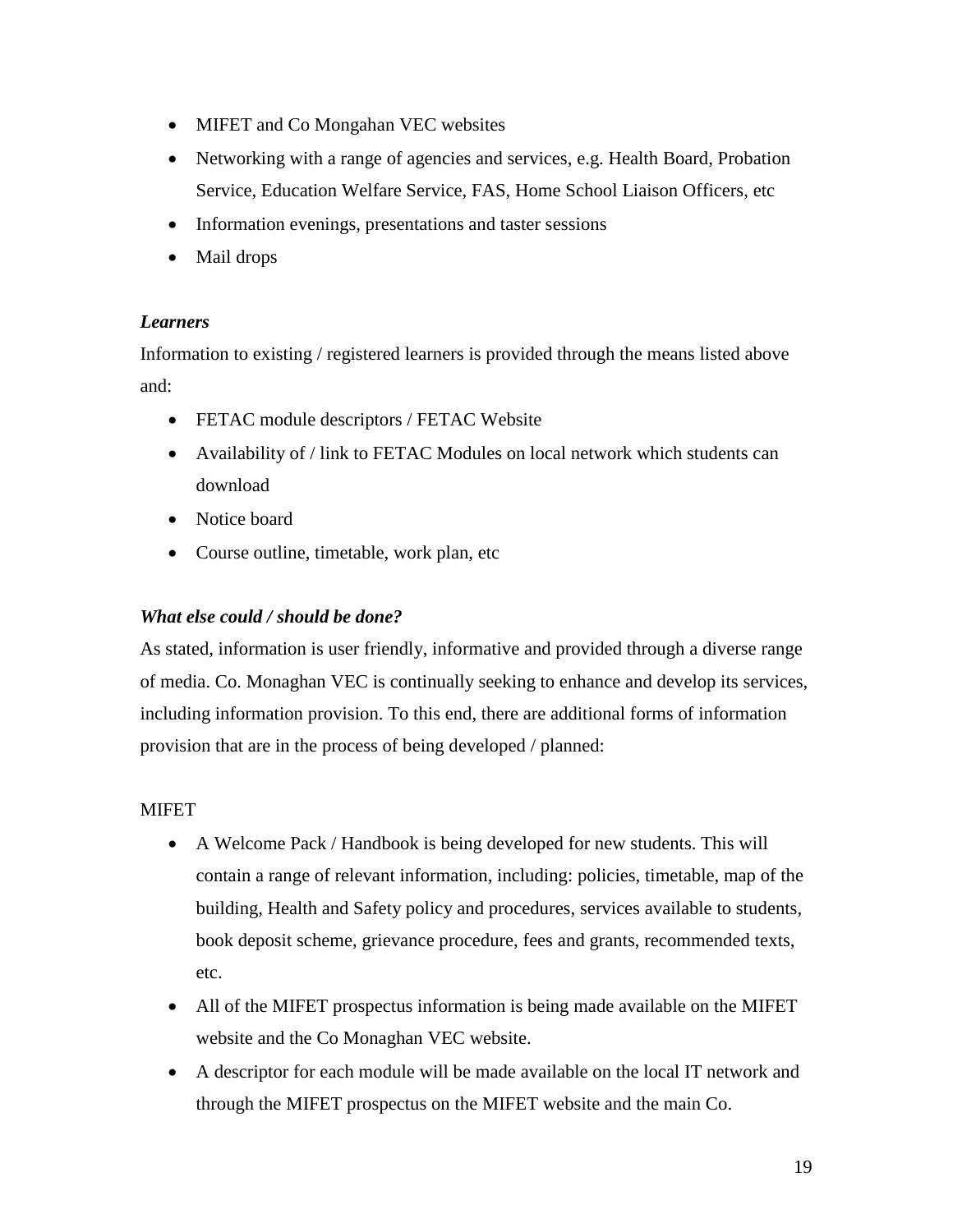- MIFET and Co Mongahan VEC websites
- Networking with a range of agencies and services, e.g. Health Board, Probation Service, Education Welfare Service, FAS, Home School Liaison Officers, etc
- Information evenings, presentations and taster sessions
- Mail drops

***Learners***

Information to existing / registered learners is provided through the means listed above and:

- FETAC module descriptors / FETAC Website
- Availability of / link to FETAC Modules on local network which students can download
- Notice board
- Course outline, timetable, work plan, etc

***What else could / should be done?***

As stated, information is user friendly, informative and provided through a diverse range of media. Co. Monaghan VEC is continually seeking to enhance and develop its services, including information provision. To this end, there are additional forms of information provision that are in the process of being developed / planned:

MIFET

- A Welcome Pack / Handbook is being developed for new students. This will contain a range of relevant information, including: policies, timetable, map of the building, Health and Safety policy and procedures, services available to students, book deposit scheme, grievance procedure, fees and grants, recommended texts, etc.
- All of the MIFET prospectus information is being made available on the MIFET website and the Co Monaghan VEC website.
- A descriptor for each module will be made available on the local IT network and through the MIFET prospectus on the MIFET website and the main Co.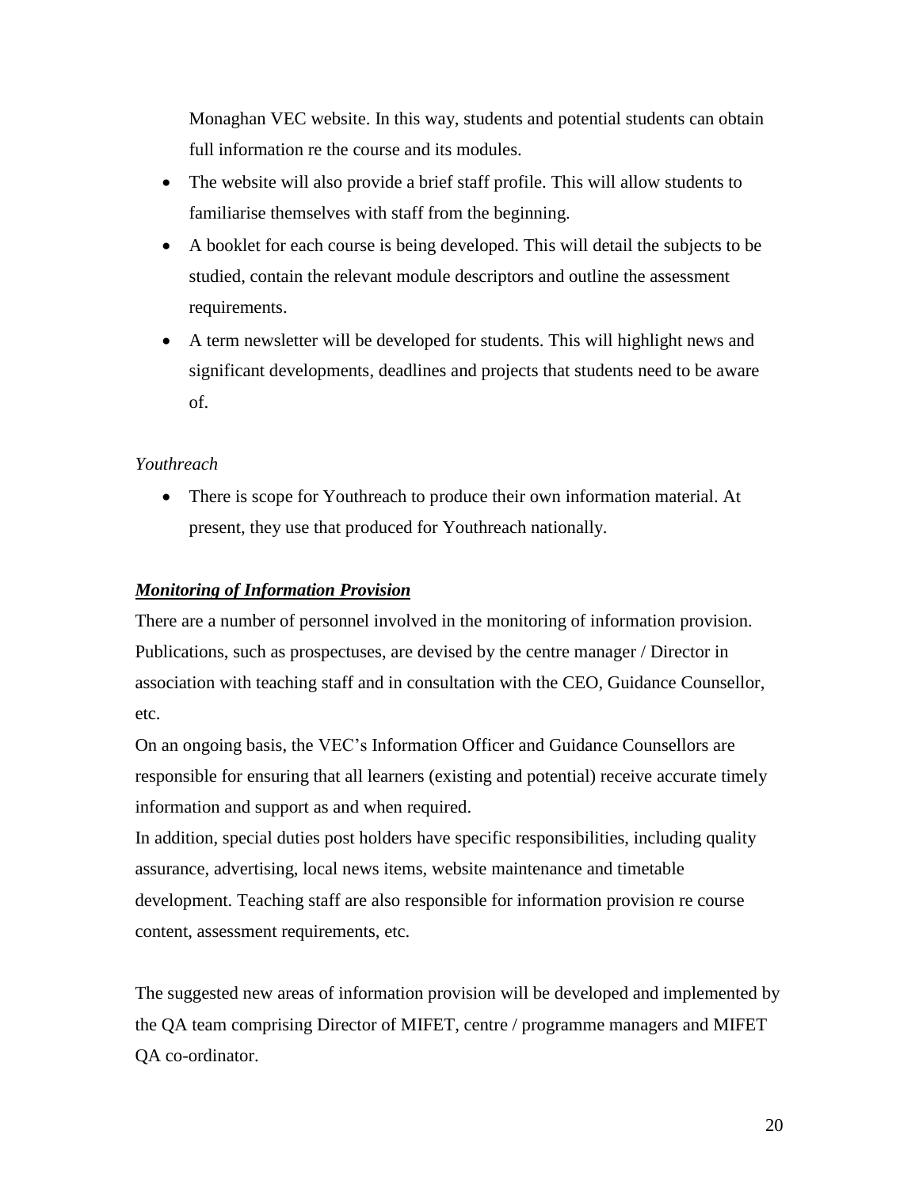Monaghan VEC website. In this way, students and potential students can obtain full information re the course and its modules.

- The website will also provide a brief staff profile. This will allow students to familiarise themselves with staff from the beginning.
- A booklet for each course is being developed. This will detail the subjects to be studied, contain the relevant module descriptors and outline the assessment requirements.
- A term newsletter will be developed for students. This will highlight news and significant developments, deadlines and projects that students need to be aware of.

*Youthreach*

- There is scope for Youthreach to produce their own information material. At present, they use that produced for Youthreach nationally.

***Monitoring of Information Provision***

There are a number of personnel involved in the monitoring of information provision. Publications, such as prospectuses, are devised by the centre manager / Director in association with teaching staff and in consultation with the CEO, Guidance Counsellor, etc.

On an ongoing basis, the VEC's Information Officer and Guidance Counsellors are responsible for ensuring that all learners (existing and potential) receive accurate timely information and support as and when required.

In addition, special duties post holders have specific responsibilities, including quality assurance, advertising, local news items, website maintenance and timetable development. Teaching staff are also responsible for information provision re course content, assessment requirements, etc.

The suggested new areas of information provision will be developed and implemented by the QA team comprising Director of MIFET, centre / programme managers and MIFET QA co-ordinator.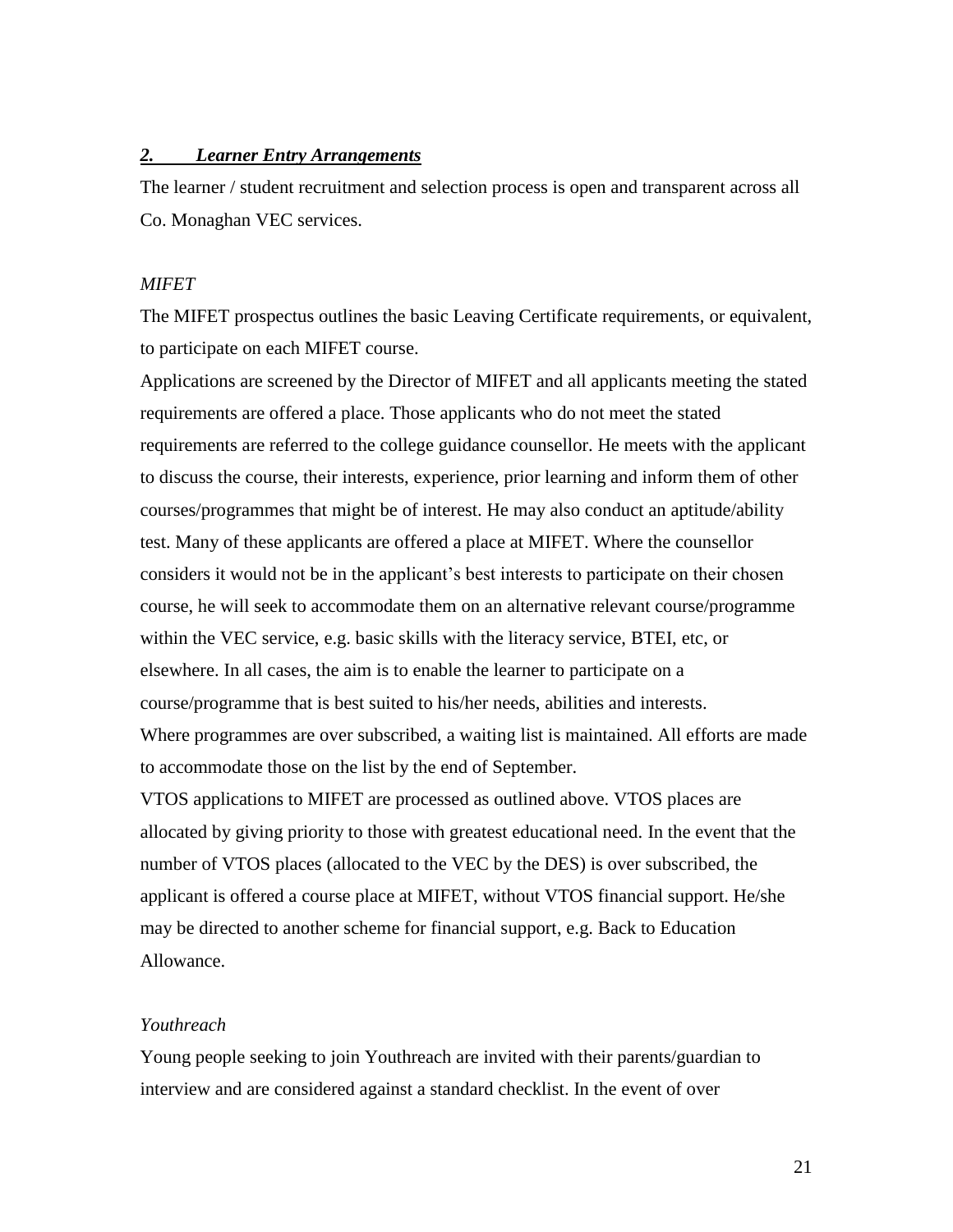## *2. Learner Entry Arrangements*

The learner / student recruitment and selection process is open and transparent across all Co. Monaghan VEC services.

*MIFET*

The MIFET prospectus outlines the basic Leaving Certificate requirements, or equivalent, to participate on each MIFET course.

Applications are screened by the Director of MIFET and all applicants meeting the stated requirements are offered a place. Those applicants who do not meet the stated requirements are referred to the college guidance counsellor. He meets with the applicant to discuss the course, their interests, experience, prior learning and inform them of other courses/programmes that might be of interest. He may also conduct an aptitude/ability test. Many of these applicants are offered a place at MIFET. Where the counsellor considers it would not be in the applicant's best interests to participate on their chosen course, he will seek to accommodate them on an alternative relevant course/programme within the VEC service, e.g. basic skills with the literacy service, BTEI, etc, or elsewhere. In all cases, the aim is to enable the learner to participate on a course/programme that is best suited to his/her needs, abilities and interests.

Where programmes are over subscribed, a waiting list is maintained. All efforts are made to accommodate those on the list by the end of September.

VTOS applications to MIFET are processed as outlined above. VTOS places are allocated by giving priority to those with greatest educational need. In the event that the number of VTOS places (allocated to the VEC by the DES) is over subscribed, the applicant is offered a course place at MIFET, without VTOS financial support. He/she may be directed to another scheme for financial support, e.g. Back to Education Allowance.

*Youthreach*

Young people seeking to join Youthreach are invited with their parents/guardian to interview and are considered against a standard checklist. In the event of over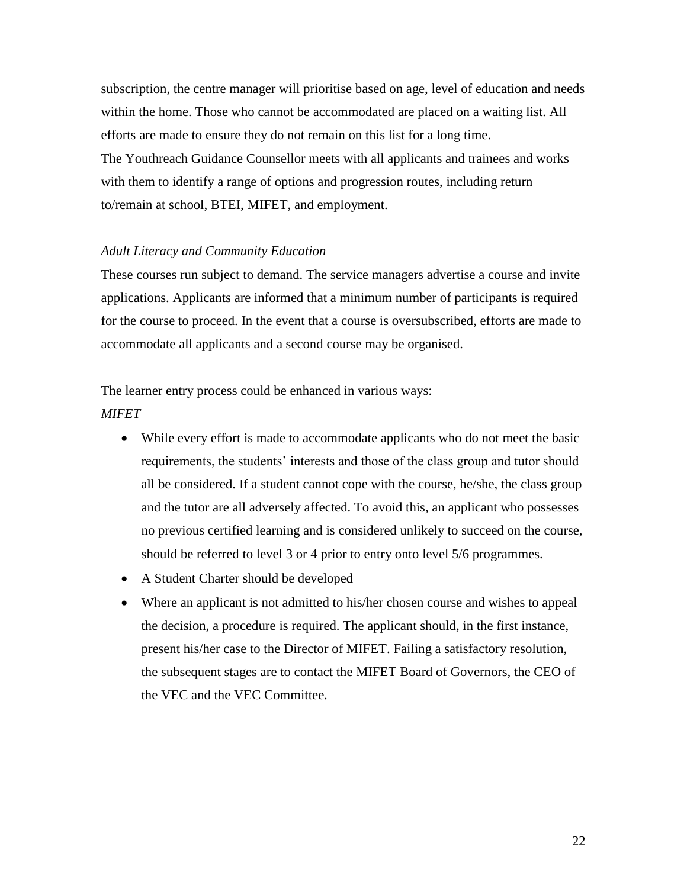subscription, the centre manager will prioritise based on age, level of education and needs within the home. Those who cannot be accommodated are placed on a waiting list. All efforts are made to ensure they do not remain on this list for a long time.
The Youthreach Guidance Counsellor meets with all applicants and trainees and works with them to identify a range of options and progression routes, including return to/remain at school, BTEI, MIFET, and employment.

*Adult Literacy and Community Education*

These courses run subject to demand. The service managers advertise a course and invite applications. Applicants are informed that a minimum number of participants is required for the course to proceed. In the event that a course is oversubscribed, efforts are made to accommodate all applicants and a second course may be organised.

The learner entry process could be enhanced in various ways:

*MIFET*

- While every effort is made to accommodate applicants who do not meet the basic requirements, the students' interests and those of the class group and tutor should all be considered. If a student cannot cope with the course, he/she, the class group and the tutor are all adversely affected. To avoid this, an applicant who possesses no previous certified learning and is considered unlikely to succeed on the course, should be referred to level 3 or 4 prior to entry onto level 5/6 programmes.
- A Student Charter should be developed
- Where an applicant is not admitted to his/her chosen course and wishes to appeal the decision, a procedure is required. The applicant should, in the first instance, present his/her case to the Director of MIFET. Failing a satisfactory resolution, the subsequent stages are to contact the MIFET Board of Governors, the CEO of the VEC and the VEC Committee.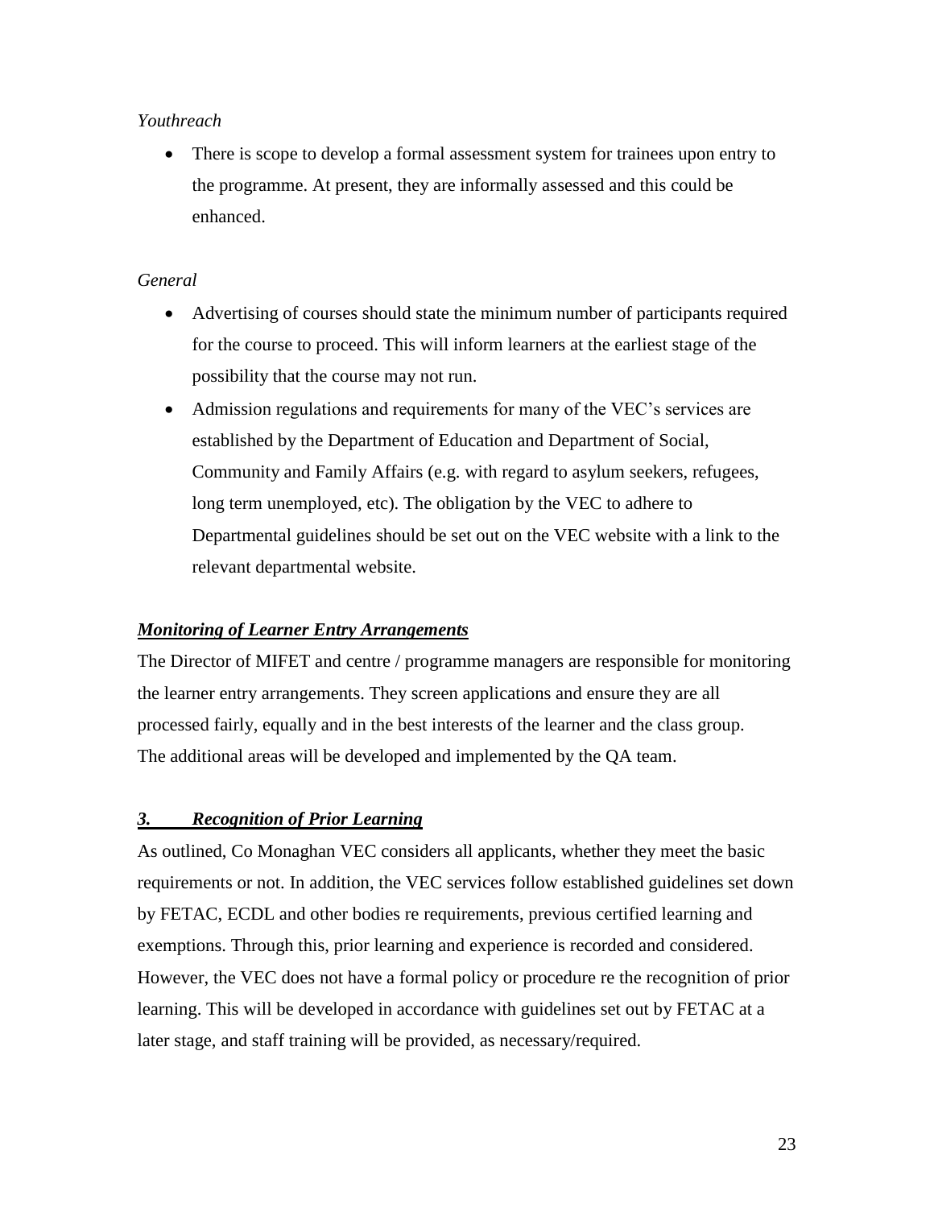*Youthreach*

- There is scope to develop a formal assessment system for trainees upon entry to the programme. At present, they are informally assessed and this could be enhanced.

*General*

- Advertising of courses should state the minimum number of participants required for the course to proceed. This will inform learners at the earliest stage of the possibility that the course may not run.
- Admission regulations and requirements for many of the VEC's services are established by the Department of Education and Department of Social, Community and Family Affairs (e.g. with regard to asylum seekers, refugees, long term unemployed, etc). The obligation by the VEC to adhere to Departmental guidelines should be set out on the VEC website with a link to the relevant departmental website.

***Monitoring of Learner Entry Arrangements***

The Director of MIFET and centre / programme managers are responsible for monitoring the learner entry arrangements. They screen applications and ensure they are all processed fairly, equally and in the best interests of the learner and the class group. The additional areas will be developed and implemented by the QA team.

***3. Recognition of Prior Learning***

As outlined, Co Monaghan VEC considers all applicants, whether they meet the basic requirements or not. In addition, the VEC services follow established guidelines set down by FETAC, ECDL and other bodies re requirements, previous certified learning and exemptions. Through this, prior learning and experience is recorded and considered. However, the VEC does not have a formal policy or procedure re the recognition of prior learning. This will be developed in accordance with guidelines set out by FETAC at a later stage, and staff training will be provided, as necessary/required.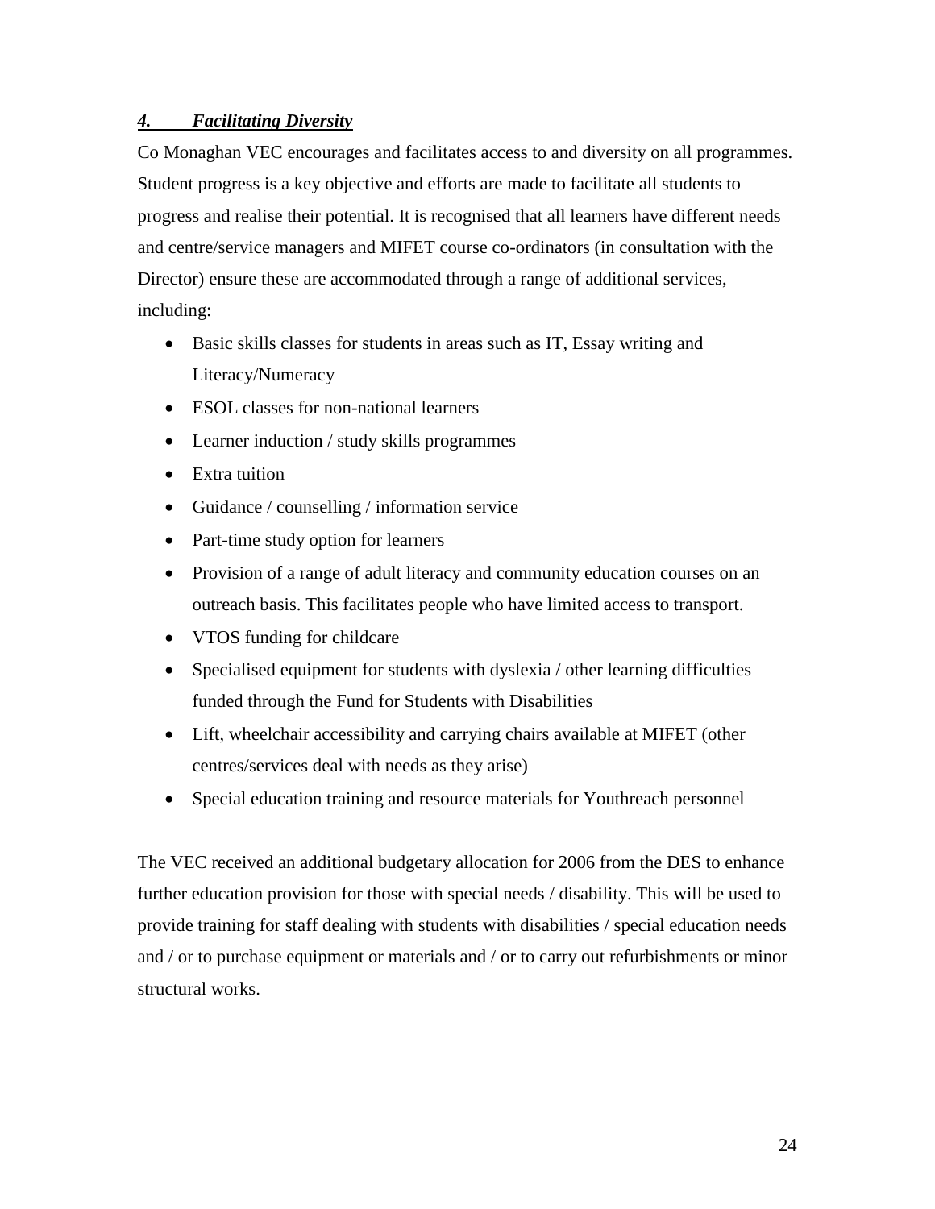## *4. Facilitating Diversity*

Co Monaghan VEC encourages and facilitates access to and diversity on all programmes. Student progress is a key objective and efforts are made to facilitate all students to progress and realise their potential. It is recognised that all learners have different needs and centre/service managers and MIFET course co-ordinators (in consultation with the Director) ensure these are accommodated through a range of additional services, including:

- Basic skills classes for students in areas such as IT, Essay writing and Literacy/Numeracy
- ESOL classes for non-national learners
- Learner induction / study skills programmes
- Extra tuition
- Guidance / counselling / information service
- Part-time study option for learners
- Provision of a range of adult literacy and community education courses on an outreach basis. This facilitates people who have limited access to transport.
- VTOS funding for childcare
- Specialised equipment for students with dyslexia / other learning difficulties – funded through the Fund for Students with Disabilities
- Lift, wheelchair accessibility and carrying chairs available at MIFET (other centres/services deal with needs as they arise)
- Special education training and resource materials for Youthreach personnel

The VEC received an additional budgetary allocation for 2006 from the DES to enhance further education provision for those with special needs / disability. This will be used to provide training for staff dealing with students with disabilities / special education needs and / or to purchase equipment or materials and / or to carry out refurbishments or minor structural works.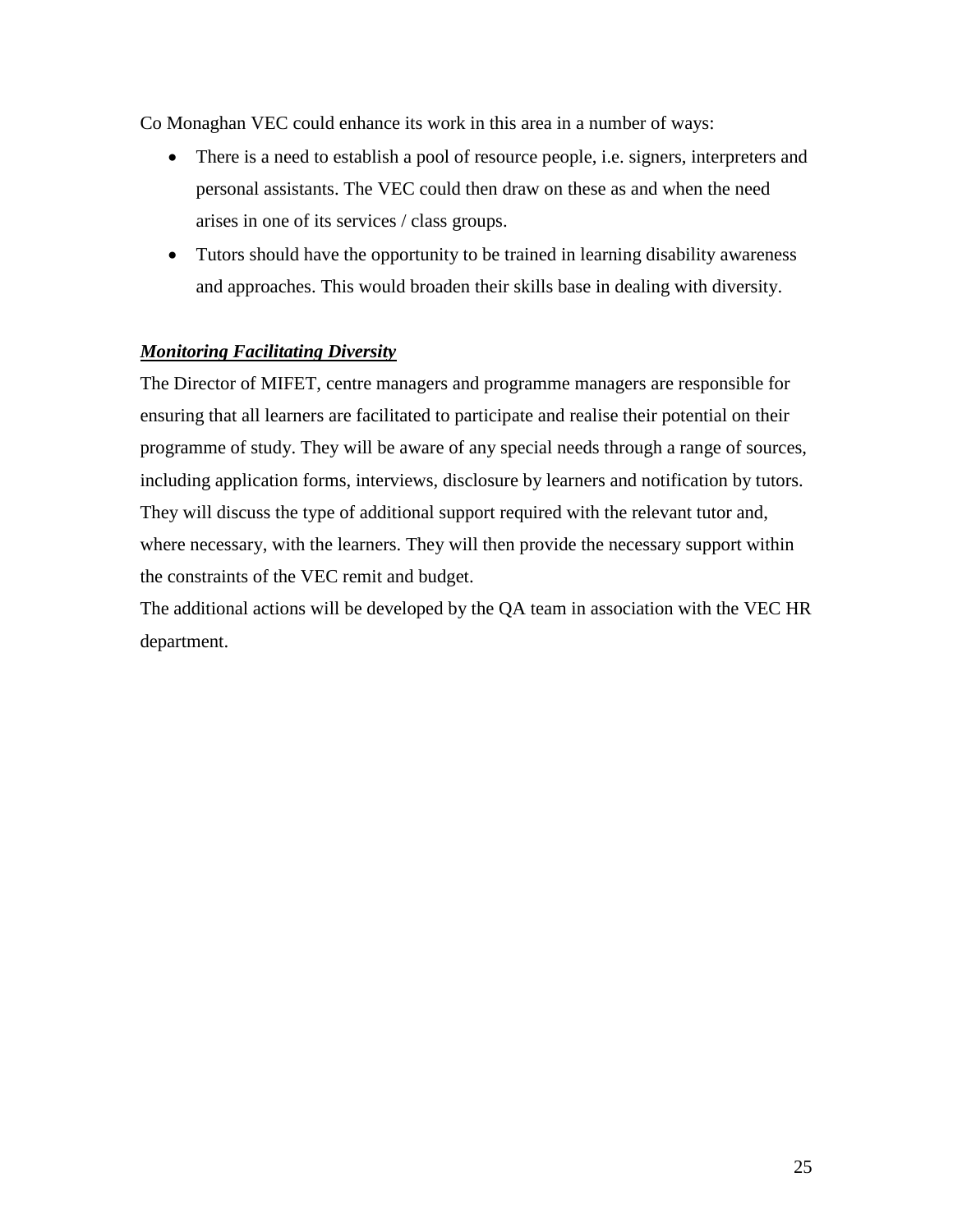Co Monaghan VEC could enhance its work in this area in a number of ways:

- There is a need to establish a pool of resource people, i.e. signers, interpreters and personal assistants. The VEC could then draw on these as and when the need arises in one of its services / class groups.
- Tutors should have the opportunity to be trained in learning disability awareness and approaches. This would broaden their skills base in dealing with diversity.

***Monitoring Facilitating Diversity***

The Director of MIFET, centre managers and programme managers are responsible for ensuring that all learners are facilitated to participate and realise their potential on their programme of study. They will be aware of any special needs through a range of sources, including application forms, interviews, disclosure by learners and notification by tutors. They will discuss the type of additional support required with the relevant tutor and, where necessary, with the learners. They will then provide the necessary support within the constraints of the VEC remit and budget.

The additional actions will be developed by the QA team in association with the VEC HR department.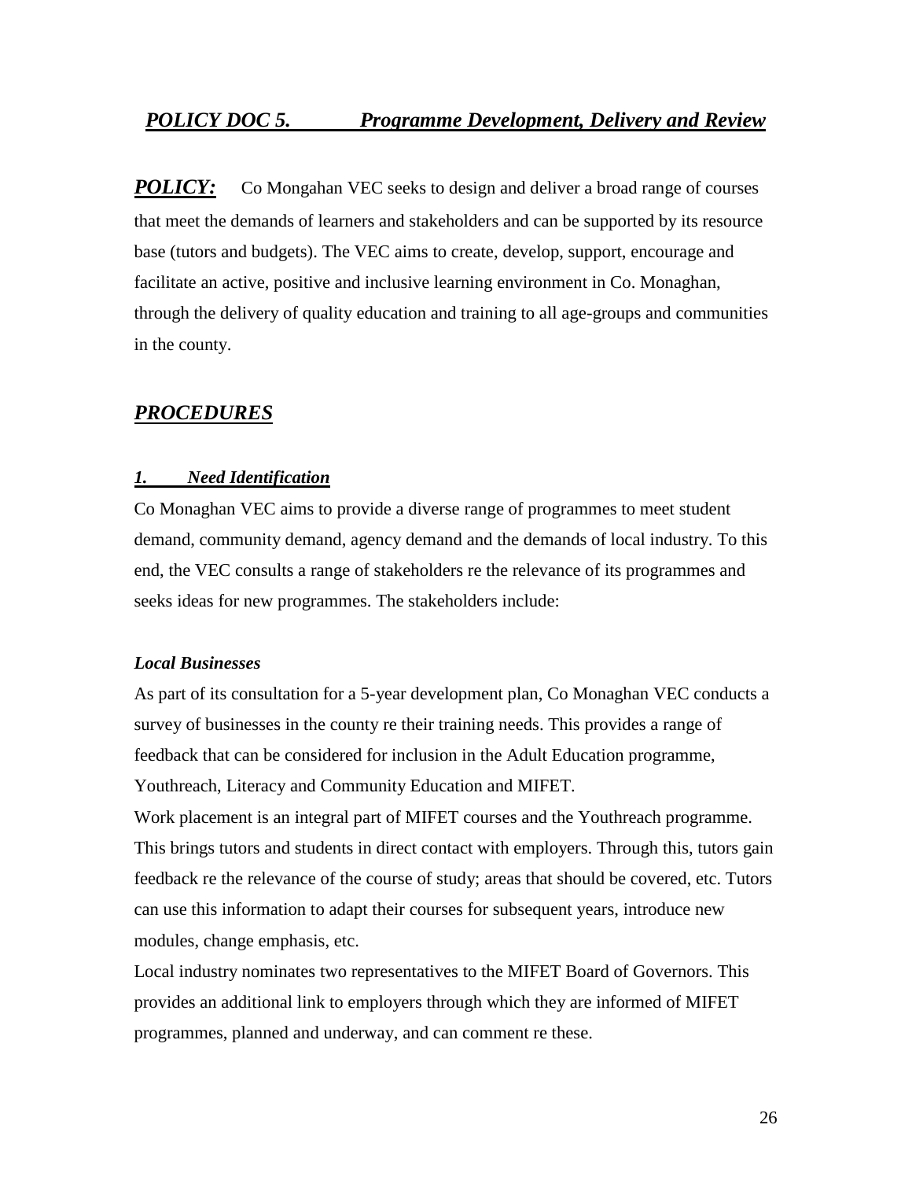## *POLICY DOC 5. Programme Development, Delivery and Review*

***POLICY:*** Co Mongahan VEC seeks to design and deliver a broad range of courses that meet the demands of learners and stakeholders and can be supported by its resource base (tutors and budgets). The VEC aims to create, develop, support, encourage and facilitate an active, positive and inclusive learning environment in Co. Monaghan, through the delivery of quality education and training to all age-groups and communities in the county.

## *PROCEDURES*

### *1. Need Identification*

Co Monaghan VEC aims to provide a diverse range of programmes to meet student demand, community demand, agency demand and the demands of local industry. To this end, the VEC consults a range of stakeholders re the relevance of its programmes and seeks ideas for new programmes. The stakeholders include:

***Local Businesses***

As part of its consultation for a 5-year development plan, Co Monaghan VEC conducts a survey of businesses in the county re their training needs. This provides a range of feedback that can be considered for inclusion in the Adult Education programme, Youthreach, Literacy and Community Education and MIFET.

Work placement is an integral part of MIFET courses and the Youthreach programme. This brings tutors and students in direct contact with employers. Through this, tutors gain feedback re the relevance of the course of study; areas that should be covered, etc. Tutors can use this information to adapt their courses for subsequent years, introduce new modules, change emphasis, etc.

Local industry nominates two representatives to the MIFET Board of Governors. This provides an additional link to employers through which they are informed of MIFET programmes, planned and underway, and can comment re these.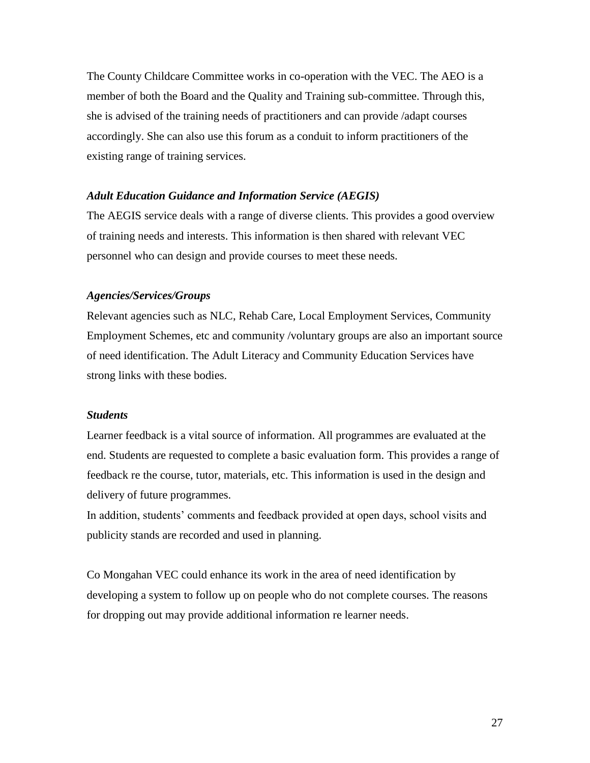The County Childcare Committee works in co-operation with the VEC. The AEO is a member of both the Board and the Quality and Training sub-committee. Through this, she is advised of the training needs of practitioners and can provide /adapt courses accordingly. She can also use this forum as a conduit to inform practitioners of the existing range of training services.

***Adult Education Guidance and Information Service (AEGIS)***

The AEGIS service deals with a range of diverse clients. This provides a good overview of training needs and interests. This information is then shared with relevant VEC personnel who can design and provide courses to meet these needs.

***Agencies/Services/Groups***

Relevant agencies such as NLC, Rehab Care, Local Employment Services, Community Employment Schemes, etc and community /voluntary groups are also an important source of need identification. The Adult Literacy and Community Education Services have strong links with these bodies.

***Students***

Learner feedback is a vital source of information. All programmes are evaluated at the end. Students are requested to complete a basic evaluation form. This provides a range of feedback re the course, tutor, materials, etc. This information is used in the design and delivery of future programmes.

In addition, students' comments and feedback provided at open days, school visits and publicity stands are recorded and used in planning.

Co Mongahan VEC could enhance its work in the area of need identification by developing a system to follow up on people who do not complete courses. The reasons for dropping out may provide additional information re learner needs.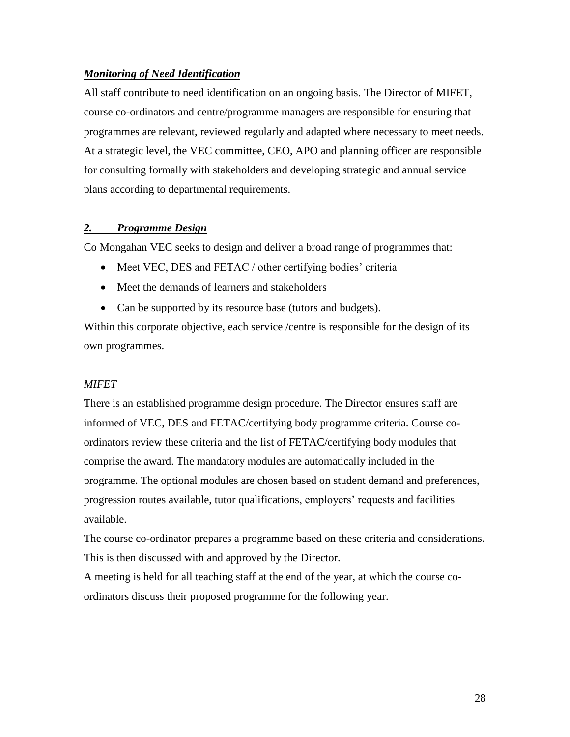### ***Monitoring of Need Identification***

All staff contribute to need identification on an ongoing basis. The Director of MIFET, course co-ordinators and centre/programme managers are responsible for ensuring that programmes are relevant, reviewed regularly and adapted where necessary to meet needs. At a strategic level, the VEC committee, CEO, APO and planning officer are responsible for consulting formally with stakeholders and developing strategic and annual service plans according to departmental requirements.

## ***2. Programme Design***

Co Mongahan VEC seeks to design and deliver a broad range of programmes that:

- Meet VEC, DES and FETAC / other certifying bodies' criteria
- Meet the demands of learners and stakeholders
- Can be supported by its resource base (tutors and budgets).

Within this corporate objective, each service /centre is responsible for the design of its own programmes.

*MIFET*

There is an established programme design procedure. The Director ensures staff are informed of VEC, DES and FETAC/certifying body programme criteria. Course co-ordinators review these criteria and the list of FETAC/certifying body modules that comprise the award. The mandatory modules are automatically included in the programme. The optional modules are chosen based on student demand and preferences, progression routes available, tutor qualifications, employers' requests and facilities available.

The course co-ordinator prepares a programme based on these criteria and considerations. This is then discussed with and approved by the Director.

A meeting is held for all teaching staff at the end of the year, at which the course co-ordinators discuss their proposed programme for the following year.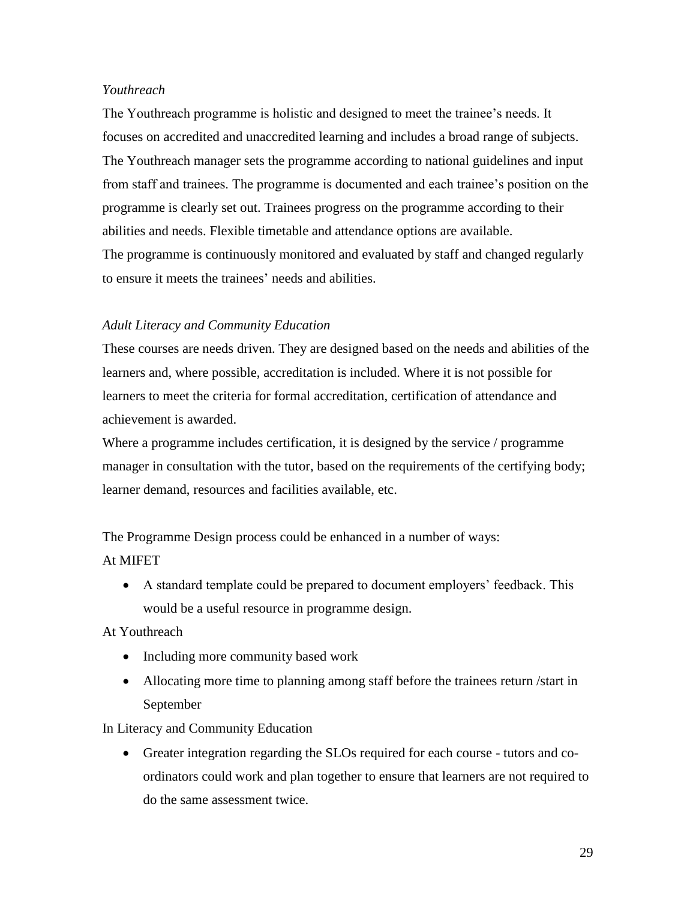*Youthreach*

The Youthreach programme is holistic and designed to meet the trainee's needs. It focuses on accredited and unaccredited learning and includes a broad range of subjects. The Youthreach manager sets the programme according to national guidelines and input from staff and trainees. The programme is documented and each trainee's position on the programme is clearly set out. Trainees progress on the programme according to their abilities and needs. Flexible timetable and attendance options are available.
The programme is continuously monitored and evaluated by staff and changed regularly to ensure it meets the trainees' needs and abilities.

*Adult Literacy and Community Education*

These courses are needs driven. They are designed based on the needs and abilities of the learners and, where possible, accreditation is included. Where it is not possible for learners to meet the criteria for formal accreditation, certification of attendance and achievement is awarded.
Where a programme includes certification, it is designed by the service / programme manager in consultation with the tutor, based on the requirements of the certifying body; learner demand, resources and facilities available, etc.

The Programme Design process could be enhanced in a number of ways:

At MIFET

- A standard template could be prepared to document employers' feedback. This would be a useful resource in programme design.

At Youthreach

- Including more community based work
- Allocating more time to planning among staff before the trainees return /start in September

In Literacy and Community Education

- Greater integration regarding the SLOs required for each course - tutors and co-ordinators could work and plan together to ensure that learners are not required to do the same assessment twice.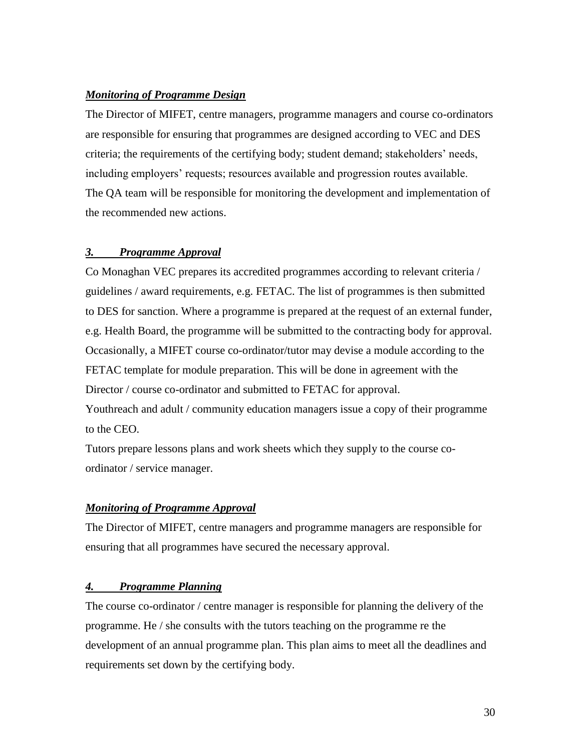### ***Monitoring of Programme Design***

The Director of MIFET, centre managers, programme managers and course co-ordinators are responsible for ensuring that programmes are designed according to VEC and DES criteria; the requirements of the certifying body; student demand; stakeholders' needs, including employers' requests; resources available and progression routes available.
The QA team will be responsible for monitoring the development and implementation of the recommended new actions.

### ***3. Programme Approval***

Co Monaghan VEC prepares its accredited programmes according to relevant criteria / guidelines / award requirements, e.g. FETAC. The list of programmes is then submitted to DES for sanction. Where a programme is prepared at the request of an external funder, e.g. Health Board, the programme will be submitted to the contracting body for approval. Occasionally, a MIFET course co-ordinator/tutor may devise a module according to the FETAC template for module preparation. This will be done in agreement with the Director / course co-ordinator and submitted to FETAC for approval.
Youthreach and adult / community education managers issue a copy of their programme to the CEO.
Tutors prepare lessons plans and work sheets which they supply to the course co-ordinator / service manager.

### ***Monitoring of Programme Approval***

The Director of MIFET, centre managers and programme managers are responsible for ensuring that all programmes have secured the necessary approval.

### ***4. Programme Planning***

The course co-ordinator / centre manager is responsible for planning the delivery of the programme. He / she consults with the tutors teaching on the programme re the development of an annual programme plan. This plan aims to meet all the deadlines and requirements set down by the certifying body.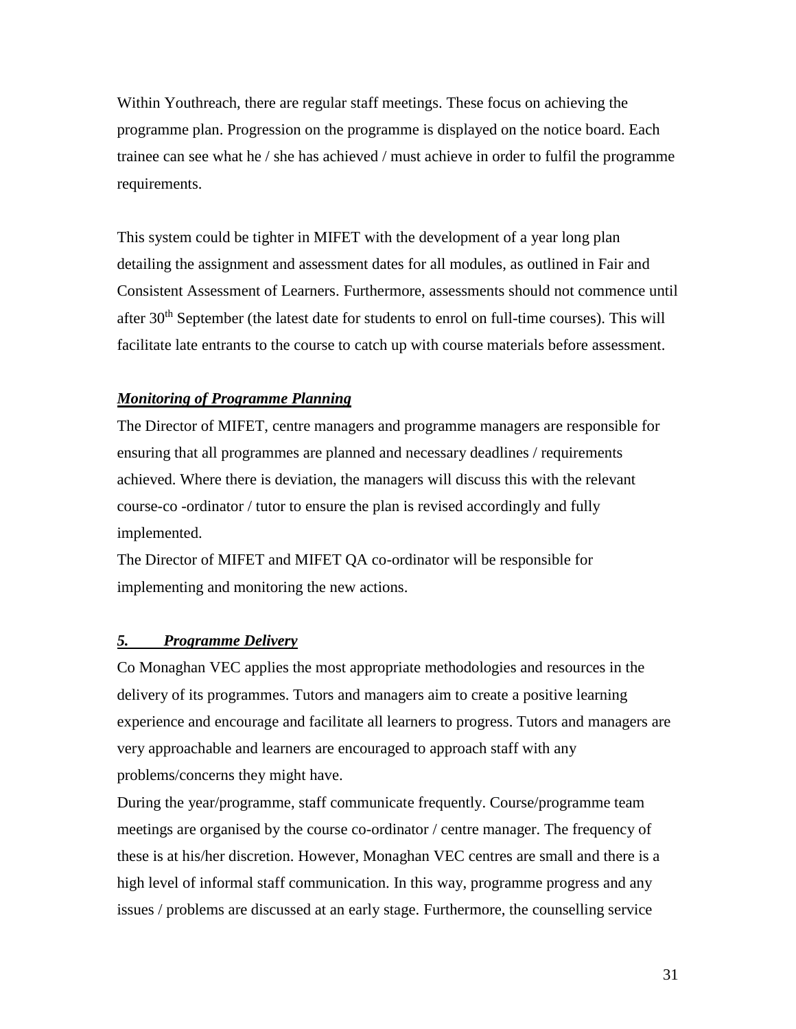Within Youthreach, there are regular staff meetings. These focus on achieving the programme plan. Progression on the programme is displayed on the notice board. Each trainee can see what he / she has achieved / must achieve in order to fulfil the programme requirements.

This system could be tighter in MIFET with the development of a year long plan detailing the assignment and assessment dates for all modules, as outlined in Fair and Consistent Assessment of Learners. Furthermore, assessments should not commence until after 30th September (the latest date for students to enrol on full-time courses). This will facilitate late entrants to the course to catch up with course materials before assessment.

***Monitoring of Programme Planning***

The Director of MIFET, centre managers and programme managers are responsible for ensuring that all programmes are planned and necessary deadlines / requirements achieved. Where there is deviation, the managers will discuss this with the relevant course-co -ordinator / tutor to ensure the plan is revised accordingly and fully implemented.

The Director of MIFET and MIFET QA co-ordinator will be responsible for implementing and monitoring the new actions.

## ***5. Programme Delivery***

Co Monaghan VEC applies the most appropriate methodologies and resources in the delivery of its programmes. Tutors and managers aim to create a positive learning experience and encourage and facilitate all learners to progress. Tutors and managers are very approachable and learners are encouraged to approach staff with any problems/concerns they might have.

During the year/programme, staff communicate frequently. Course/programme team meetings are organised by the course co-ordinator / centre manager. The frequency of these is at his/her discretion. However, Monaghan VEC centres are small and there is a high level of informal staff communication. In this way, programme progress and any issues / problems are discussed at an early stage. Furthermore, the counselling service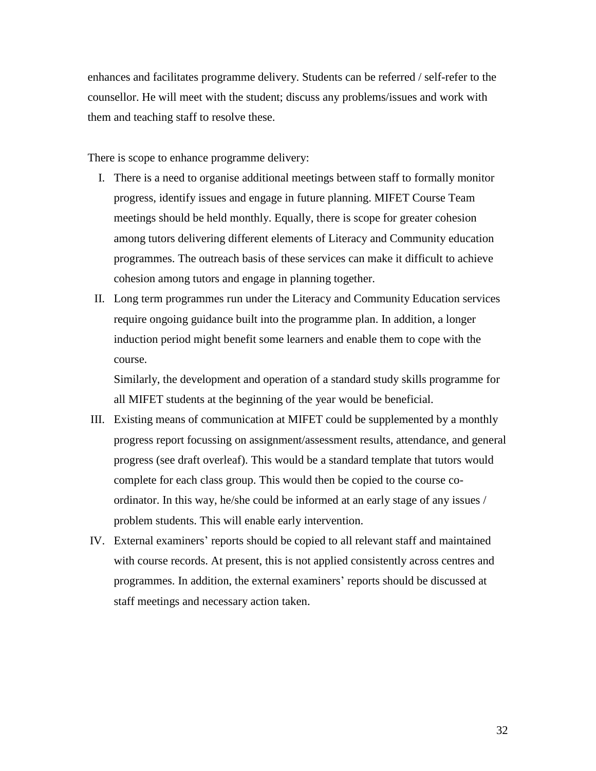enhances and facilitates programme delivery. Students can be referred / self-refer to the counsellor. He will meet with the student; discuss any problems/issues and work with them and teaching staff to resolve these.

There is scope to enhance programme delivery:

I. There is a need to organise additional meetings between staff to formally monitor progress, identify issues and engage in future planning. MIFET Course Team meetings should be held monthly. Equally, there is scope for greater cohesion among tutors delivering different elements of Literacy and Community education programmes. The outreach basis of these services can make it difficult to achieve cohesion among tutors and engage in planning together.

II. Long term programmes run under the Literacy and Community Education services require ongoing guidance built into the programme plan. In addition, a longer induction period might benefit some learners and enable them to cope with the course.

    Similarly, the development and operation of a standard study skills programme for all MIFET students at the beginning of the year would be beneficial.

III. Existing means of communication at MIFET could be supplemented by a monthly progress report focussing on assignment/assessment results, attendance, and general progress (see draft overleaf). This would be a standard template that tutors would complete for each class group. This would then be copied to the course co-ordinator. In this way, he/she could be informed at an early stage of any issues / problem students. This will enable early intervention.

IV. External examiners' reports should be copied to all relevant staff and maintained with course records. At present, this is not applied consistently across centres and programmes. In addition, the external examiners' reports should be discussed at staff meetings and necessary action taken.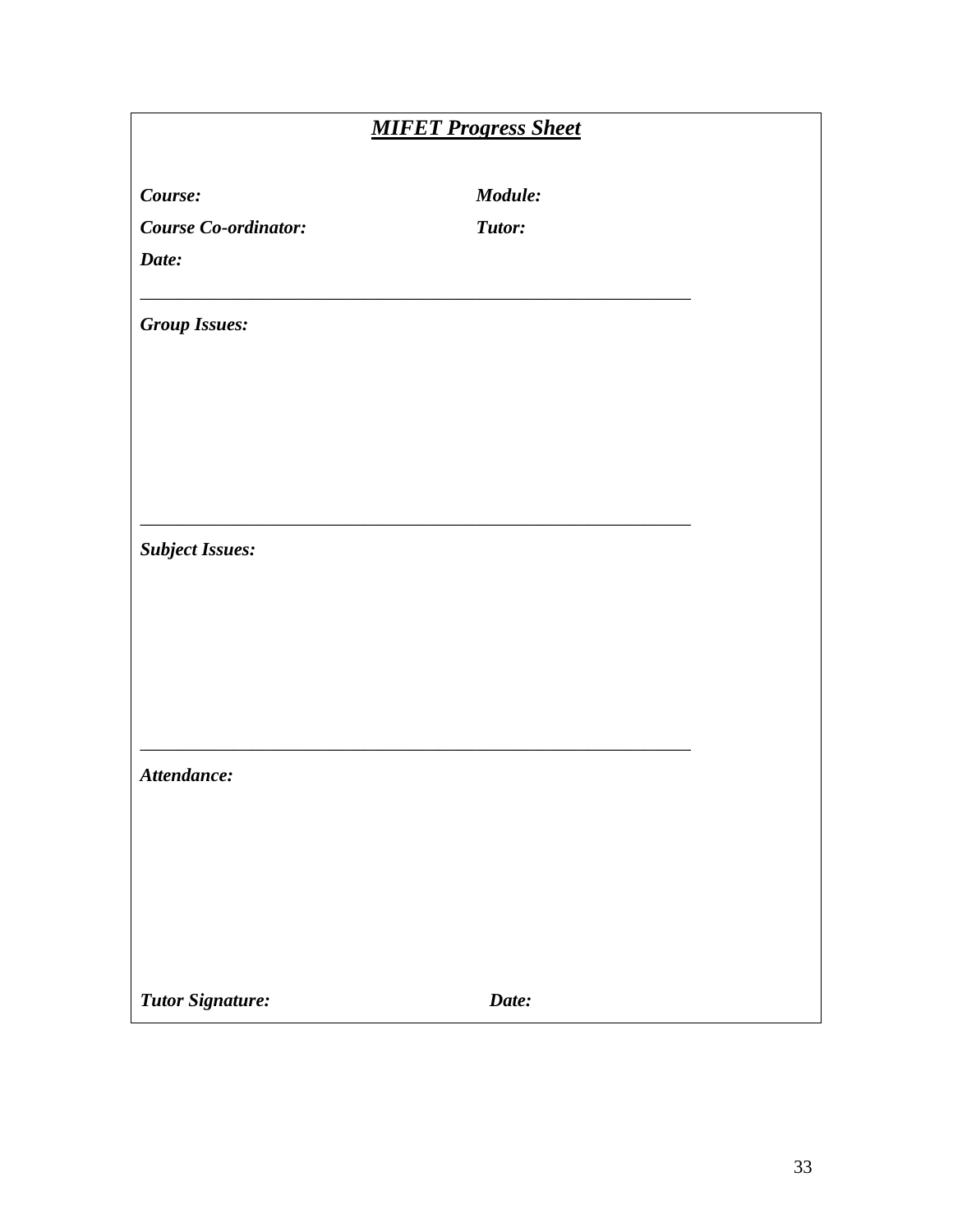***MIFET Progress Sheet***

***Course:*** ***Module:***

***Course Co-ordinator:*** ***Tutor:***

***Date:***

---

***Group Issues:***

---

***Subject Issues:***

---

***Attendance:***

***Tutor Signature:*** ***Date:***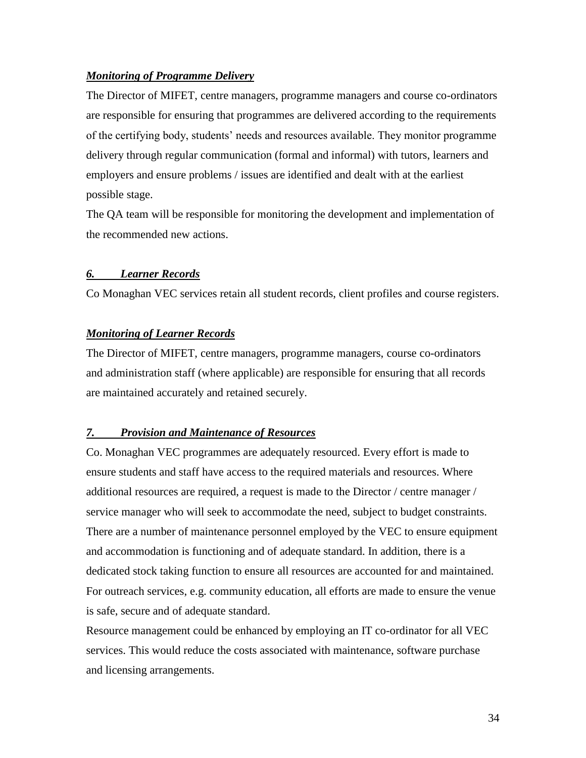***Monitoring of Programme Delivery***

The Director of MIFET, centre managers, programme managers and course co-ordinators are responsible for ensuring that programmes are delivered according to the requirements of the certifying body, students' needs and resources available. They monitor programme delivery through regular communication (formal and informal) with tutors, learners and employers and ensure problems / issues are identified and dealt with at the earliest possible stage.

The QA team will be responsible for monitoring the development and implementation of the recommended new actions.

***6. Learner Records***

Co Monaghan VEC services retain all student records, client profiles and course registers.

***Monitoring of Learner Records***

The Director of MIFET, centre managers, programme managers, course co-ordinators and administration staff (where applicable) are responsible for ensuring that all records are maintained accurately and retained securely.

***7. Provision and Maintenance of Resources***

Co. Monaghan VEC programmes are adequately resourced. Every effort is made to ensure students and staff have access to the required materials and resources. Where additional resources are required, a request is made to the Director / centre manager / service manager who will seek to accommodate the need, subject to budget constraints. There are a number of maintenance personnel employed by the VEC to ensure equipment and accommodation is functioning and of adequate standard. In addition, there is a dedicated stock taking function to ensure all resources are accounted for and maintained. For outreach services, e.g. community education, all efforts are made to ensure the venue is safe, secure and of adequate standard.

Resource management could be enhanced by employing an IT co-ordinator for all VEC services. This would reduce the costs associated with maintenance, software purchase and licensing arrangements.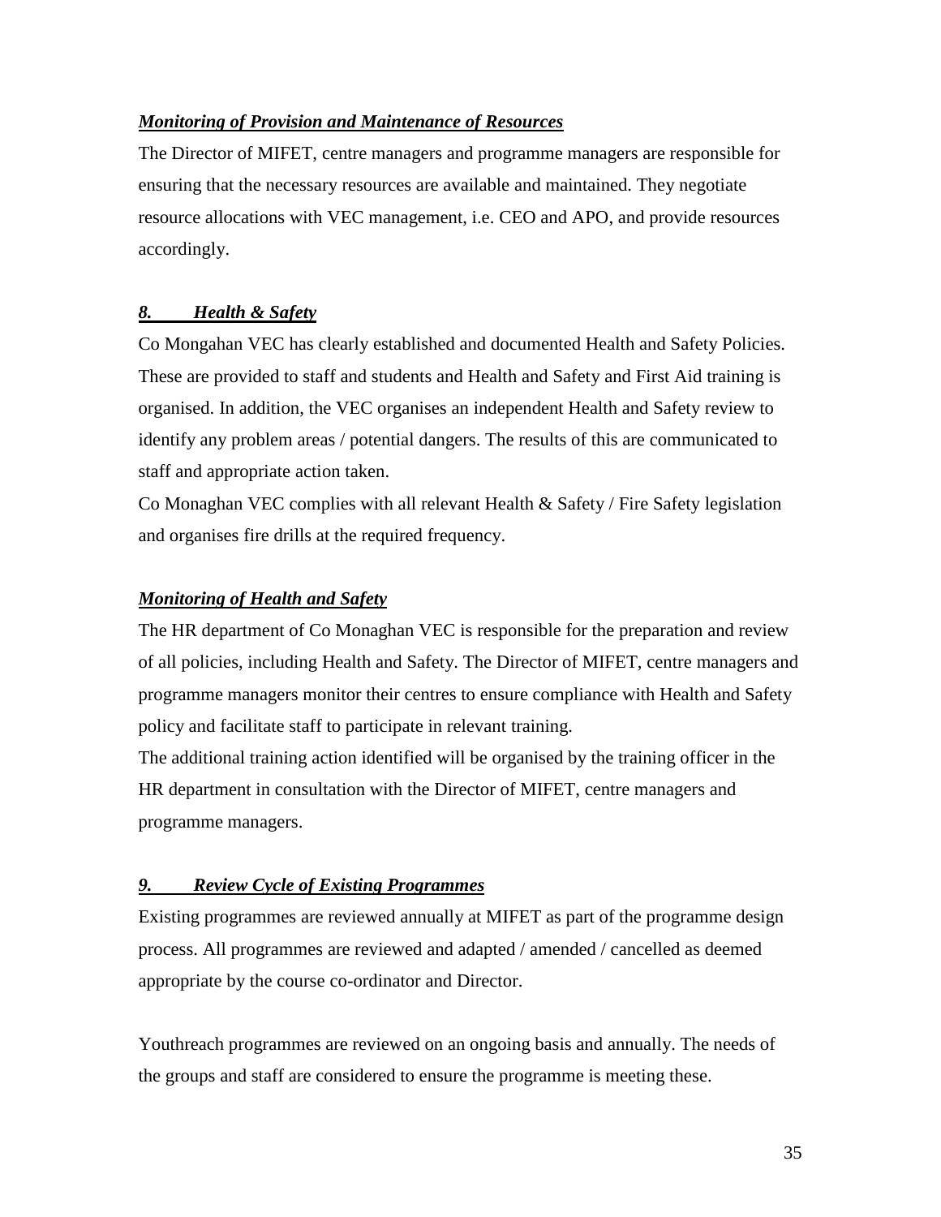### ***Monitoring of Provision and Maintenance of Resources***

The Director of MIFET, centre managers and programme managers are responsible for ensuring that the necessary resources are available and maintained. They negotiate resource allocations with VEC management, i.e. CEO and APO, and provide resources accordingly.

## ***8. Health & Safety***

Co Mongahan VEC has clearly established and documented Health and Safety Policies. These are provided to staff and students and Health and Safety and First Aid training is organised. In addition, the VEC organises an independent Health and Safety review to identify any problem areas / potential dangers. The results of this are communicated to staff and appropriate action taken.

Co Monaghan VEC complies with all relevant Health & Safety / Fire Safety legislation and organises fire drills at the required frequency.

### ***Monitoring of Health and Safety***

The HR department of Co Monaghan VEC is responsible for the preparation and review of all policies, including Health and Safety. The Director of MIFET, centre managers and programme managers monitor their centres to ensure compliance with Health and Safety policy and facilitate staff to participate in relevant training.

The additional training action identified will be organised by the training officer in the HR department in consultation with the Director of MIFET, centre managers and programme managers.

## ***9. Review Cycle of Existing Programmes***

Existing programmes are reviewed annually at MIFET as part of the programme design process. All programmes are reviewed and adapted / amended / cancelled as deemed appropriate by the course co-ordinator and Director.

Youthreach programmes are reviewed on an ongoing basis and annually. The needs of the groups and staff are considered to ensure the programme is meeting these.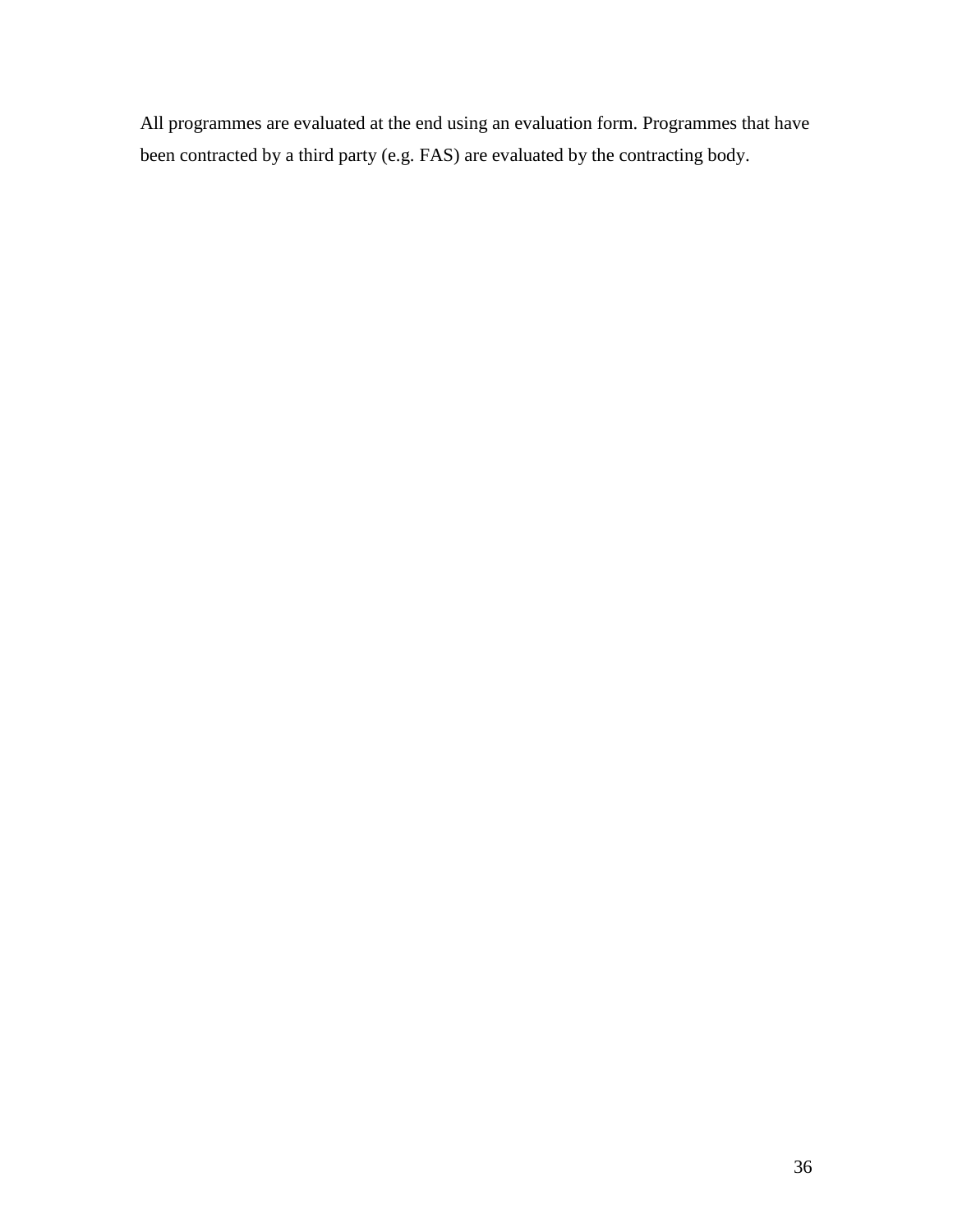All programmes are evaluated at the end using an evaluation form. Programmes that have been contracted by a third party (e.g. FAS) are evaluated by the contracting body.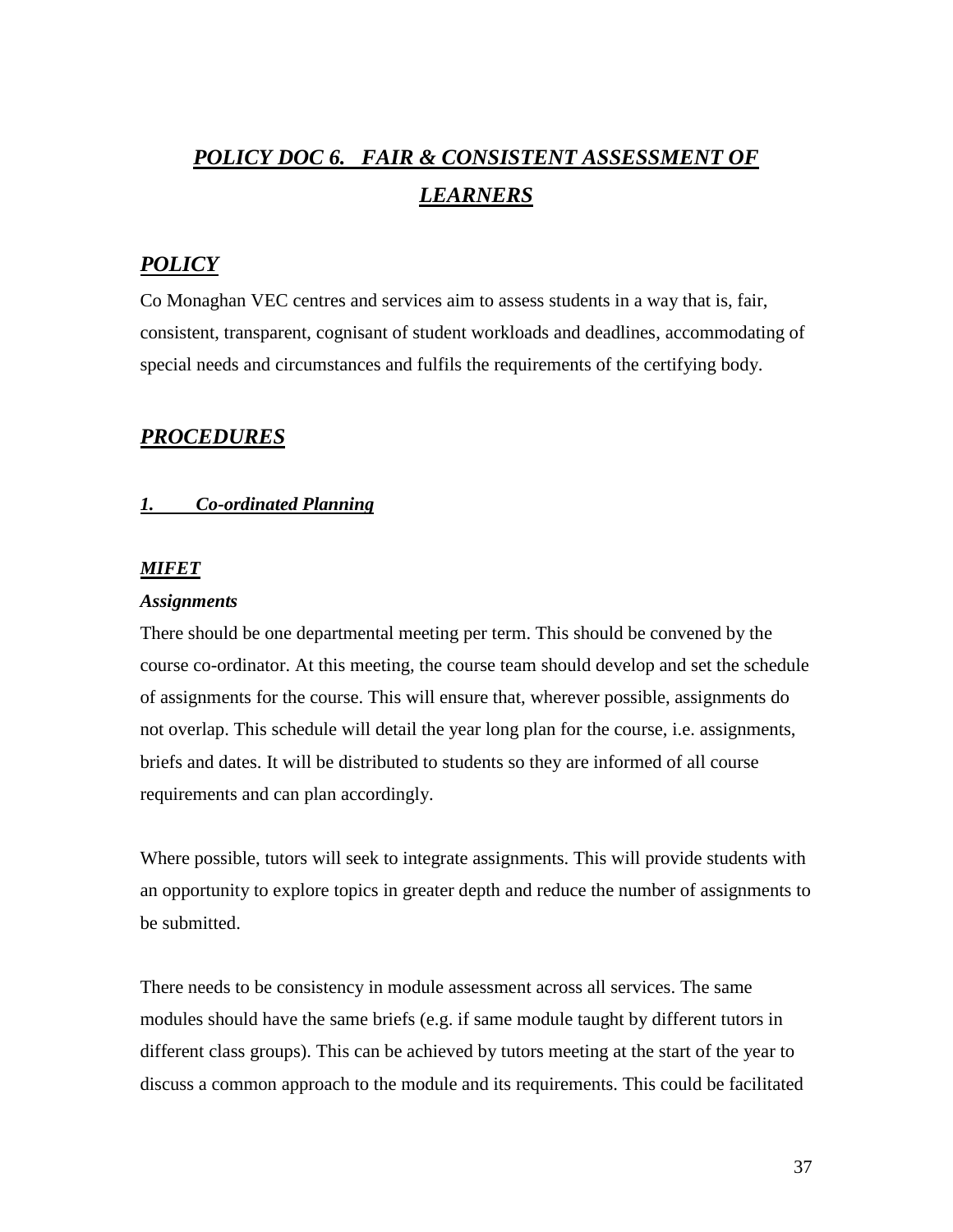# *POLICY DOC 6. FAIR & CONSISTENT ASSESSMENT OF LEARNERS*

## *POLICY*

Co Monaghan VEC centres and services aim to assess students in a way that is, fair, consistent, transparent, cognisant of student workloads and deadlines, accommodating of special needs and circumstances and fulfils the requirements of the certifying body.

## *PROCEDURES*

### *1. Co-ordinated Planning*

#### *MIFET*

***Assignments***

There should be one departmental meeting per term. This should be convened by the course co-ordinator. At this meeting, the course team should develop and set the schedule of assignments for the course. This will ensure that, wherever possible, assignments do not overlap. This schedule will detail the year long plan for the course, i.e. assignments, briefs and dates. It will be distributed to students so they are informed of all course requirements and can plan accordingly.

Where possible, tutors will seek to integrate assignments. This will provide students with an opportunity to explore topics in greater depth and reduce the number of assignments to be submitted.

There needs to be consistency in module assessment across all services. The same modules should have the same briefs (e.g. if same module taught by different tutors in different class groups). This can be achieved by tutors meeting at the start of the year to discuss a common approach to the module and its requirements. This could be facilitated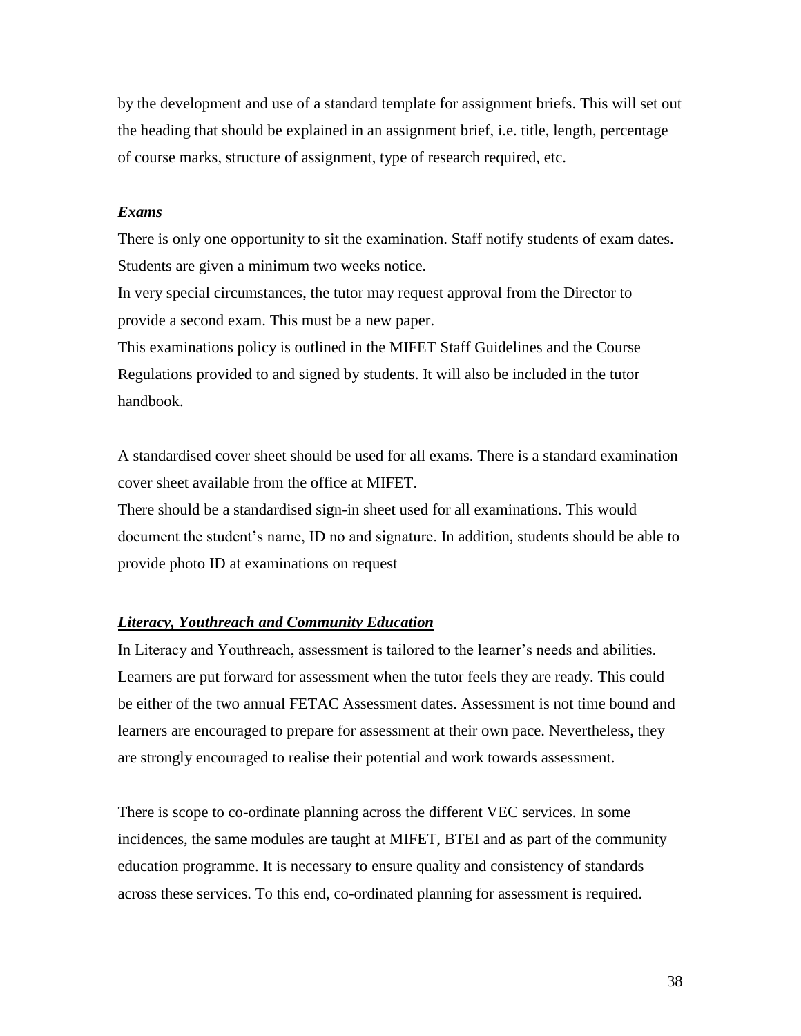by the development and use of a standard template for assignment briefs. This will set out the heading that should be explained in an assignment brief, i.e. title, length, percentage of course marks, structure of assignment, type of research required, etc.

***Exams***

There is only one opportunity to sit the examination. Staff notify students of exam dates. Students are given a minimum two weeks notice.

In very special circumstances, the tutor may request approval from the Director to provide a second exam. This must be a new paper.

This examinations policy is outlined in the MIFET Staff Guidelines and the Course Regulations provided to and signed by students. It will also be included in the tutor handbook.

A standardised cover sheet should be used for all exams. There is a standard examination cover sheet available from the office at MIFET.

There should be a standardised sign-in sheet used for all examinations. This would document the student's name, ID no and signature. In addition, students should be able to provide photo ID at examinations on request

***<u>Literacy, Youthreach and Community Education</u>***

In Literacy and Youthreach, assessment is tailored to the learner's needs and abilities. Learners are put forward for assessment when the tutor feels they are ready. This could be either of the two annual FETAC Assessment dates. Assessment is not time bound and learners are encouraged to prepare for assessment at their own pace. Nevertheless, they are strongly encouraged to realise their potential and work towards assessment.

There is scope to co-ordinate planning across the different VEC services. In some incidences, the same modules are taught at MIFET, BTEI and as part of the community education programme. It is necessary to ensure quality and consistency of standards across these services. To this end, co-ordinated planning for assessment is required.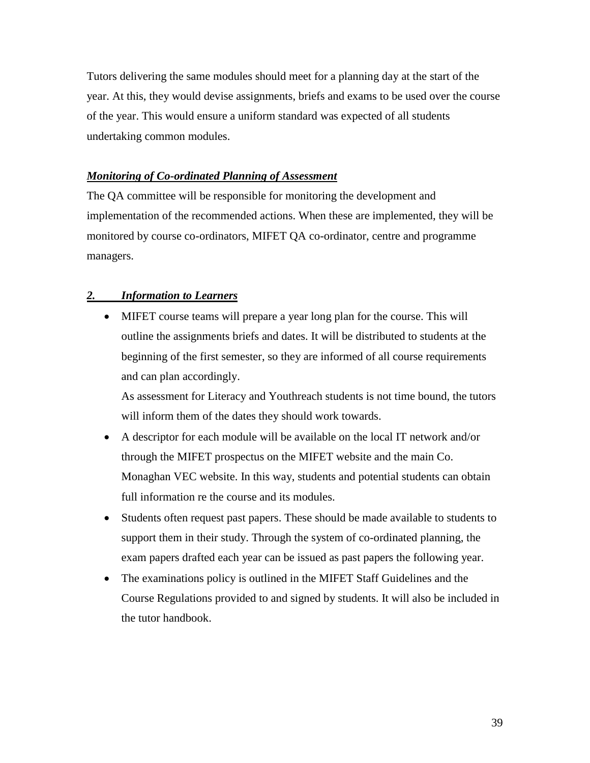Tutors delivering the same modules should meet for a planning day at the start of the year. At this, they would devise assignments, briefs and exams to be used over the course of the year. This would ensure a uniform standard was expected of all students undertaking common modules.

***Monitoring of Co-ordinated Planning of Assessment***

The QA committee will be responsible for monitoring the development and implementation of the recommended actions. When these are implemented, they will be monitored by course co-ordinators, MIFET QA co-ordinator, centre and programme managers.

### *2. Information to Learners*

- MIFET course teams will prepare a year long plan for the course. This will outline the assignments briefs and dates. It will be distributed to students at the beginning of the first semester, so they are informed of all course requirements and can plan accordingly.

  As assessment for Literacy and Youthreach students is not time bound, the tutors will inform them of the dates they should work towards.
- A descriptor for each module will be available on the local IT network and/or through the MIFET prospectus on the MIFET website and the main Co. Monaghan VEC website. In this way, students and potential students can obtain full information re the course and its modules.
- Students often request past papers. These should be made available to students to support them in their study. Through the system of co-ordinated planning, the exam papers drafted each year can be issued as past papers the following year.
- The examinations policy is outlined in the MIFET Staff Guidelines and the Course Regulations provided to and signed by students. It will also be included in the tutor handbook.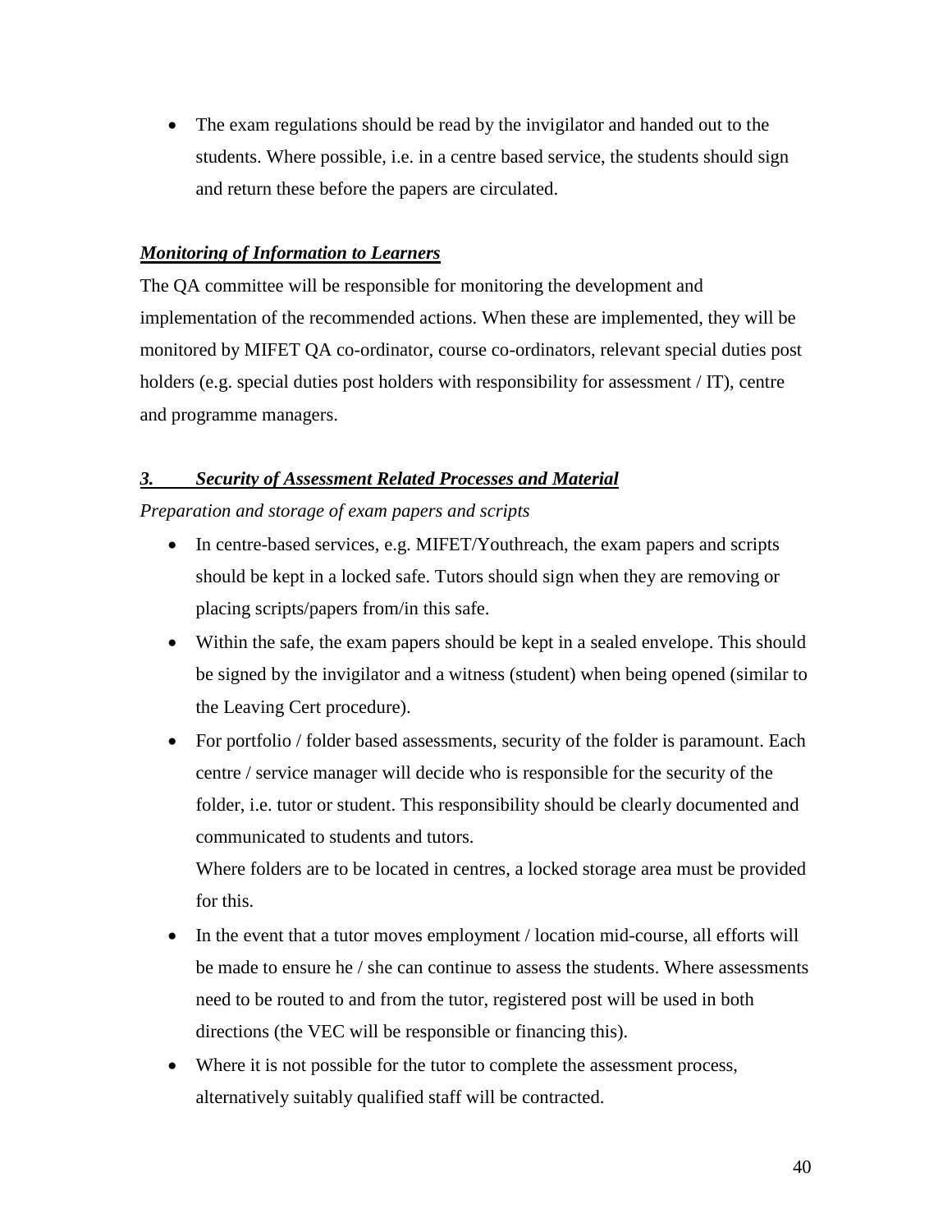- The exam regulations should be read by the invigilator and handed out to the students. Where possible, i.e. in a centre based service, the students should sign and return these before the papers are circulated.

***Monitoring of Information to Learners***

The QA committee will be responsible for monitoring the development and implementation of the recommended actions. When these are implemented, they will be monitored by MIFET QA co-ordinator, course co-ordinators, relevant special duties post holders (e.g. special duties post holders with responsibility for assessment / IT), centre and programme managers.

## ***3. Security of Assessment Related Processes and Material***

*Preparation and storage of exam papers and scripts*

- In centre-based services, e.g. MIFET/Youthreach, the exam papers and scripts should be kept in a locked safe. Tutors should sign when they are removing or placing scripts/papers from/in this safe.
- Within the safe, the exam papers should be kept in a sealed envelope. This should be signed by the invigilator and a witness (student) when being opened (similar to the Leaving Cert procedure).
- For portfolio / folder based assessments, security of the folder is paramount. Each centre / service manager will decide who is responsible for the security of the folder, i.e. tutor or student. This responsibility should be clearly documented and communicated to students and tutors.

  Where folders are to be located in centres, a locked storage area must be provided for this.
- In the event that a tutor moves employment / location mid-course, all efforts will be made to ensure he / she can continue to assess the students. Where assessments need to be routed to and from the tutor, registered post will be used in both directions (the VEC will be responsible or financing this).
- Where it is not possible for the tutor to complete the assessment process, alternatively suitably qualified staff will be contracted.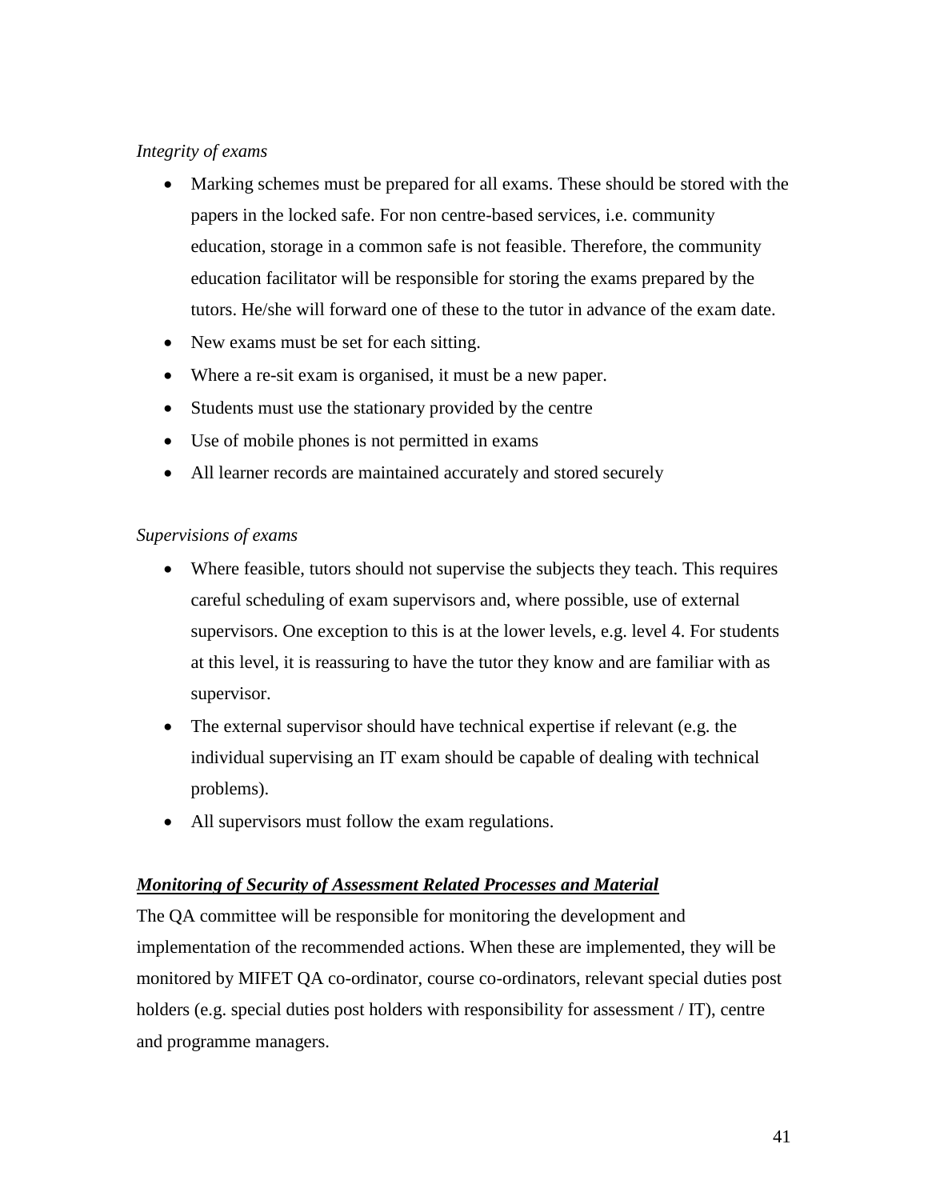*Integrity of exams*

- Marking schemes must be prepared for all exams. These should be stored with the papers in the locked safe. For non centre-based services, i.e. community education, storage in a common safe is not feasible. Therefore, the community education facilitator will be responsible for storing the exams prepared by the tutors. He/she will forward one of these to the tutor in advance of the exam date.
- New exams must be set for each sitting.
- Where a re-sit exam is organised, it must be a new paper.
- Students must use the stationary provided by the centre
- Use of mobile phones is not permitted in exams
- All learner records are maintained accurately and stored securely

*Supervisions of exams*

- Where feasible, tutors should not supervise the subjects they teach. This requires careful scheduling of exam supervisors and, where possible, use of external supervisors. One exception to this is at the lower levels, e.g. level 4. For students at this level, it is reassuring to have the tutor they know and are familiar with as supervisor.
- The external supervisor should have technical expertise if relevant (e.g. the individual supervising an IT exam should be capable of dealing with technical problems).
- All supervisors must follow the exam regulations.

***<u>Monitoring of Security of Assessment Related Processes and Material</u>***

The QA committee will be responsible for monitoring the development and implementation of the recommended actions. When these are implemented, they will be monitored by MIFET QA co-ordinator, course co-ordinators, relevant special duties post holders (e.g. special duties post holders with responsibility for assessment / IT), centre and programme managers.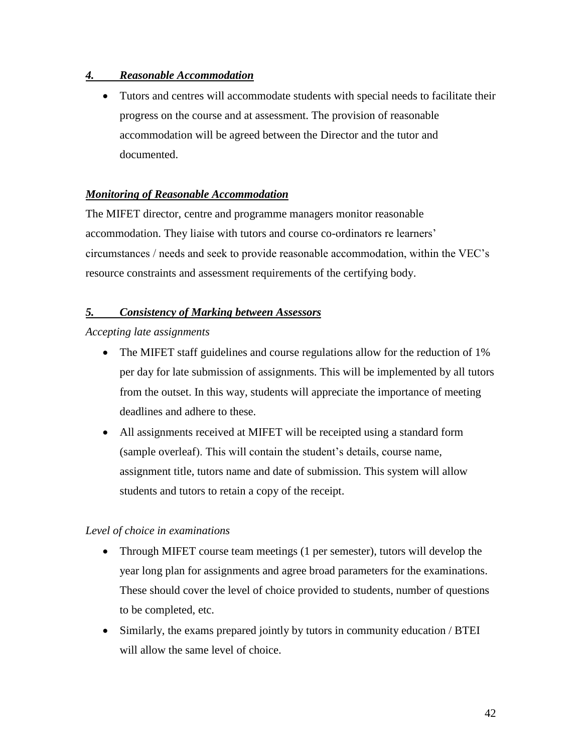### *4. Reasonable Accommodation*

- Tutors and centres will accommodate students with special needs to facilitate their progress on the course and at assessment. The provision of reasonable accommodation will be agreed between the Director and the tutor and documented.

### *Monitoring of Reasonable Accommodation*

The MIFET director, centre and programme managers monitor reasonable accommodation. They liaise with tutors and course co-ordinators re learners' circumstances / needs and seek to provide reasonable accommodation, within the VEC's resource constraints and assessment requirements of the certifying body.

### *5. Consistency of Marking between Assessors*

*Accepting late assignments*

- The MIFET staff guidelines and course regulations allow for the reduction of 1% per day for late submission of assignments. This will be implemented by all tutors from the outset. In this way, students will appreciate the importance of meeting deadlines and adhere to these.
- All assignments received at MIFET will be receipted using a standard form (sample overleaf). This will contain the student's details, course name, assignment title, tutors name and date of submission. This system will allow students and tutors to retain a copy of the receipt.

*Level of choice in examinations*

- Through MIFET course team meetings (1 per semester), tutors will develop the year long plan for assignments and agree broad parameters for the examinations. These should cover the level of choice provided to students, number of questions to be completed, etc.
- Similarly, the exams prepared jointly by tutors in community education / BTEI will allow the same level of choice.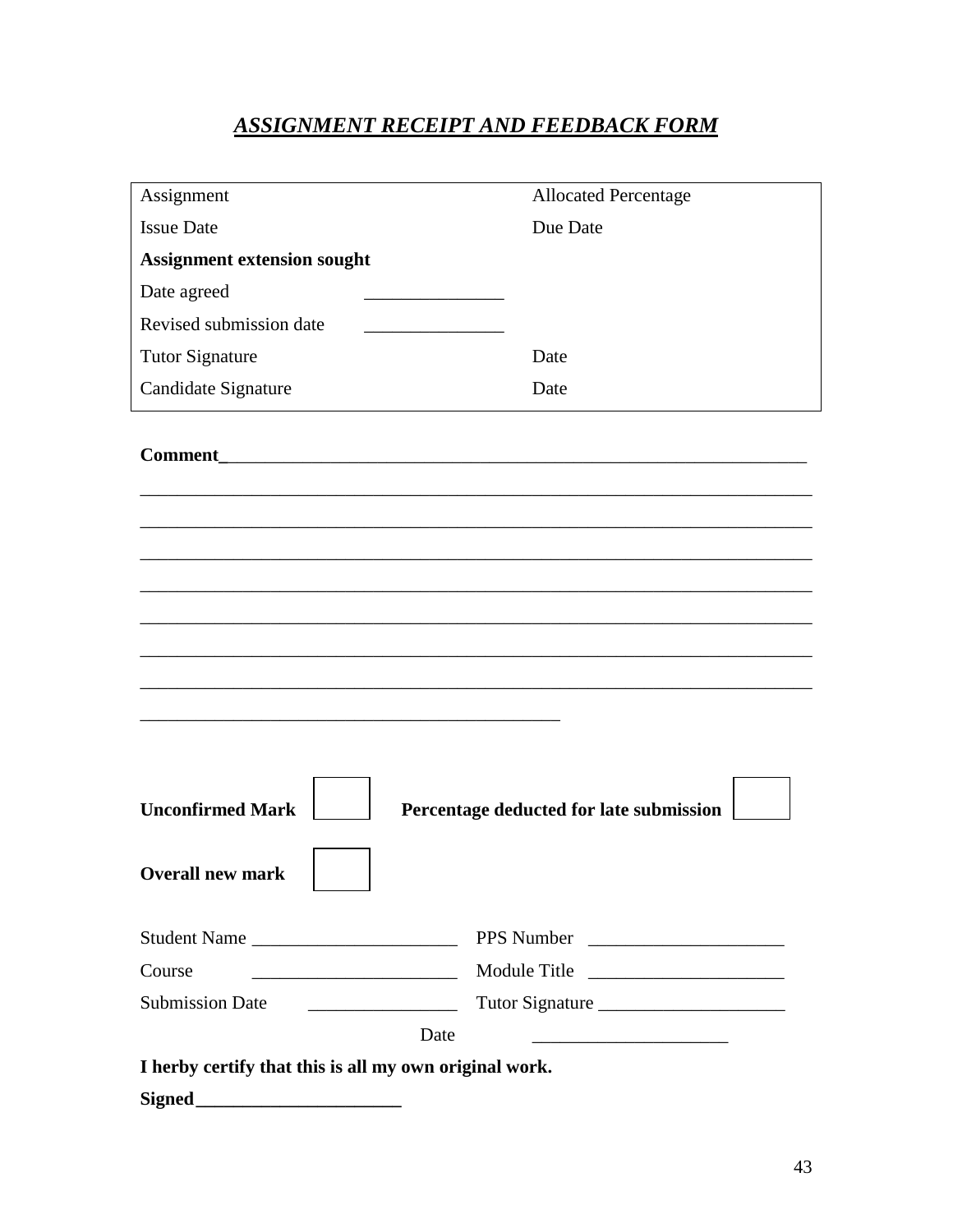## ***ASSIGNMENT RECEIPT AND FEEDBACK FORM***

| | |
|---|---|
| Assignment | Allocated Percentage |
| Issue Date | Due Date |
| **Assignment extension sought** | |
| Date agreed _______________ | |
| Revised submission date _______________ | |
| Tutor Signature | Date |
| Candidate Signature | Date |

**Comment**_________________________________________________________________

___________________________________________________________________________

___________________________________________________________________________

___________________________________________________________________________

___________________________________________________________________________

___________________________________________________________________________

___________________________________________________________________________

___________________________________________________________________________

_____________________________________________

**Unconfirmed Mark** [ ] **Percentage deducted for late submission** [ ]

**Overall new mark** [ ]

Student Name ______________________ PPS Number ____________________

Course ______________________ Module Title ____________________

Submission Date ________________ Tutor Signature ____________________

Date ____________________

**I herby certify that this is all my own original work.**

**Signed**______________________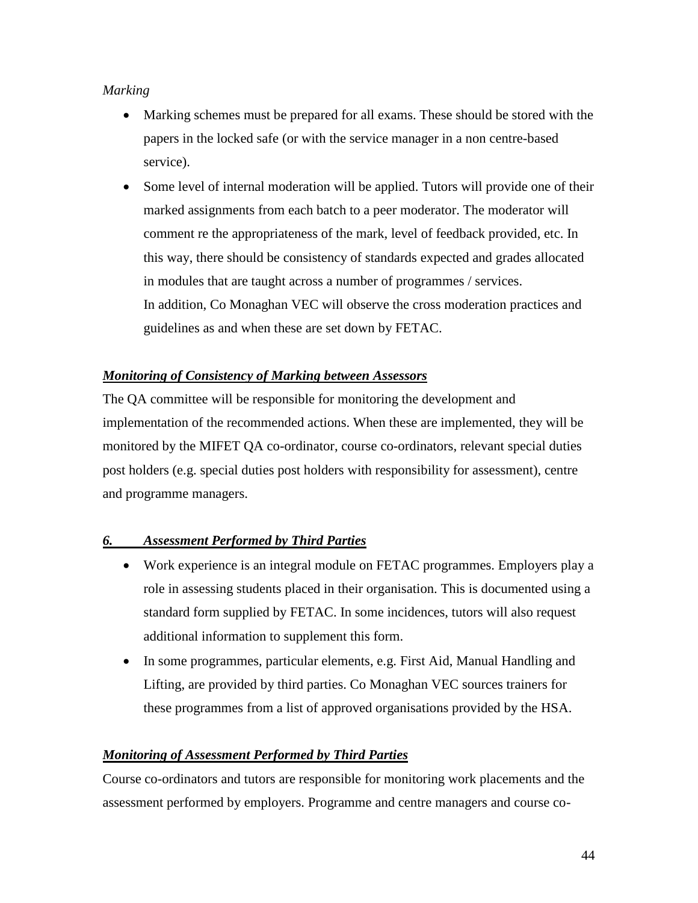*Marking*

- Marking schemes must be prepared for all exams. These should be stored with the papers in the locked safe (or with the service manager in a non centre-based service).
- Some level of internal moderation will be applied. Tutors will provide one of their marked assignments from each batch to a peer moderator. The moderator will comment re the appropriateness of the mark, level of feedback provided, etc. In this way, there should be consistency of standards expected and grades allocated in modules that are taught across a number of programmes / services.
  In addition, Co Monaghan VEC will observe the cross moderation practices and guidelines as and when these are set down by FETAC.

***<u>Monitoring of Consistency of Marking between Assessors</u>***

The QA committee will be responsible for monitoring the development and implementation of the recommended actions. When these are implemented, they will be monitored by the MIFET QA co-ordinator, course co-ordinators, relevant special duties post holders (e.g. special duties post holders with responsibility for assessment), centre and programme managers.

***<u>6. Assessment Performed by Third Parties</u>***

- Work experience is an integral module on FETAC programmes. Employers play a role in assessing students placed in their organisation. This is documented using a standard form supplied by FETAC. In some incidences, tutors will also request additional information to supplement this form.
- In some programmes, particular elements, e.g. First Aid, Manual Handling and Lifting, are provided by third parties. Co Monaghan VEC sources trainers for these programmes from a list of approved organisations provided by the HSA.

***<u>Monitoring of Assessment Performed by Third Parties</u>***

Course co-ordinators and tutors are responsible for monitoring work placements and the assessment performed by employers. Programme and centre managers and course co-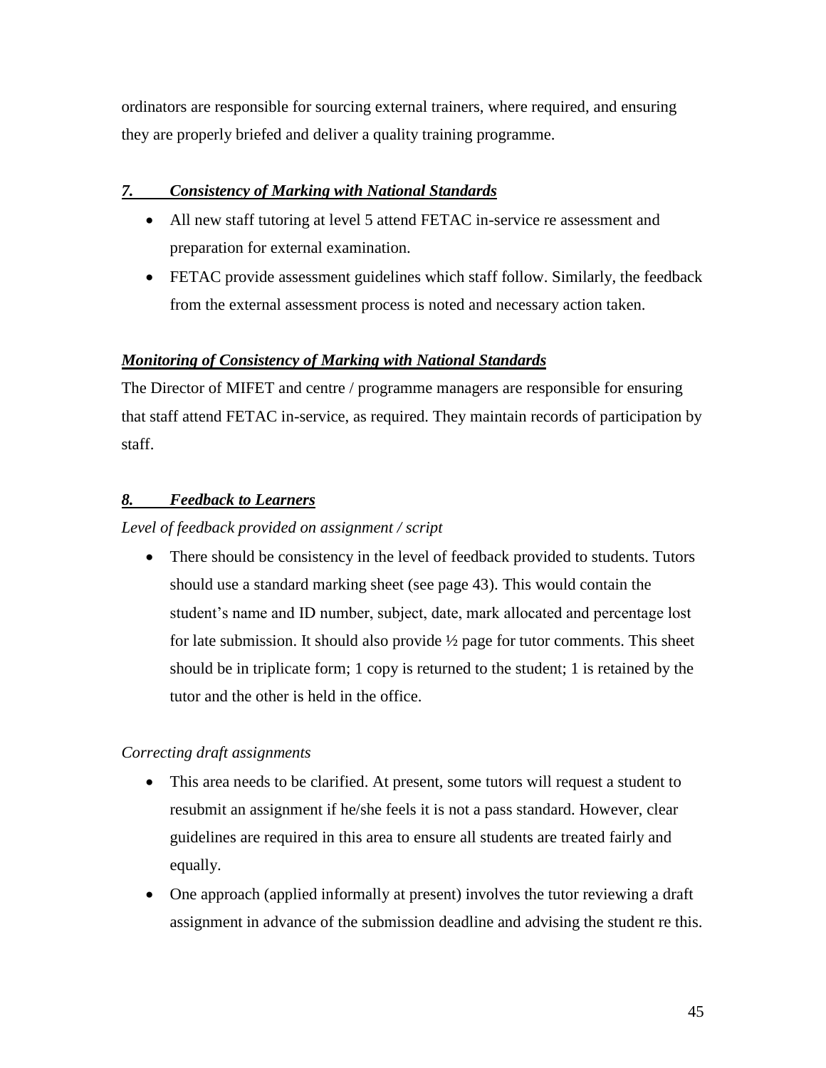ordinators are responsible for sourcing external trainers, where required, and ensuring they are properly briefed and deliver a quality training programme.

### ***7. Consistency of Marking with National Standards***

- All new staff tutoring at level 5 attend FETAC in-service re assessment and preparation for external examination.
- FETAC provide assessment guidelines which staff follow. Similarly, the feedback from the external assessment process is noted and necessary action taken.

### ***Monitoring of Consistency of Marking with National Standards***

The Director of MIFET and centre / programme managers are responsible for ensuring that staff attend FETAC in-service, as required. They maintain records of participation by staff.

### ***8. Feedback to Learners***

*Level of feedback provided on assignment / script*

- There should be consistency in the level of feedback provided to students. Tutors should use a standard marking sheet (see page 43). This would contain the student's name and ID number, subject, date, mark allocated and percentage lost for late submission. It should also provide ½ page for tutor comments. This sheet should be in triplicate form; 1 copy is returned to the student; 1 is retained by the tutor and the other is held in the office.

*Correcting draft assignments*

- This area needs to be clarified. At present, some tutors will request a student to resubmit an assignment if he/she feels it is not a pass standard. However, clear guidelines are required in this area to ensure all students are treated fairly and equally.
- One approach (applied informally at present) involves the tutor reviewing a draft assignment in advance of the submission deadline and advising the student re this.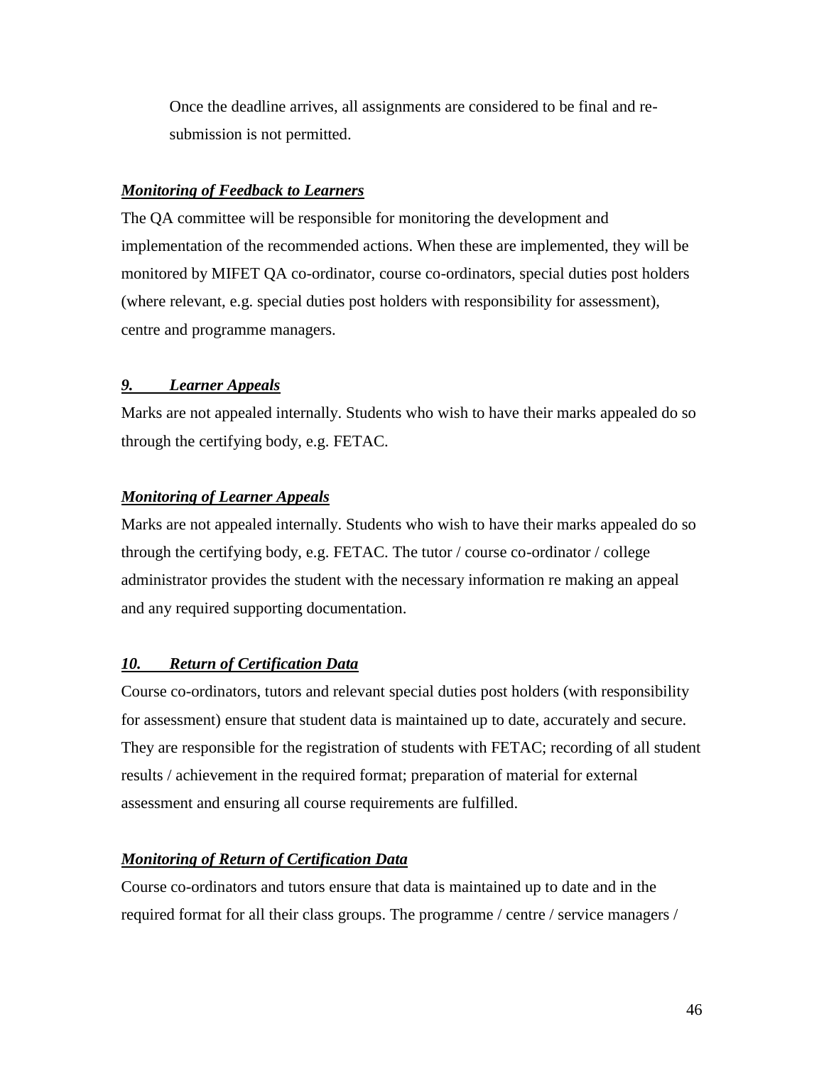Once the deadline arrives, all assignments are considered to be final and re-submission is not permitted.

***Monitoring of Feedback to Learners***

The QA committee will be responsible for monitoring the development and implementation of the recommended actions. When these are implemented, they will be monitored by MIFET QA co-ordinator, course co-ordinators, special duties post holders (where relevant, e.g. special duties post holders with responsibility for assessment), centre and programme managers.

***9. Learner Appeals***

Marks are not appealed internally. Students who wish to have their marks appealed do so through the certifying body, e.g. FETAC.

***Monitoring of Learner Appeals***

Marks are not appealed internally. Students who wish to have their marks appealed do so through the certifying body, e.g. FETAC. The tutor / course co-ordinator / college administrator provides the student with the necessary information re making an appeal and any required supporting documentation.

***10. Return of Certification Data***

Course co-ordinators, tutors and relevant special duties post holders (with responsibility for assessment) ensure that student data is maintained up to date, accurately and secure. They are responsible for the registration of students with FETAC; recording of all student results / achievement in the required format; preparation of material for external assessment and ensuring all course requirements are fulfilled.

***Monitoring of Return of Certification Data***

Course co-ordinators and tutors ensure that data is maintained up to date and in the required format for all their class groups. The programme / centre / service managers /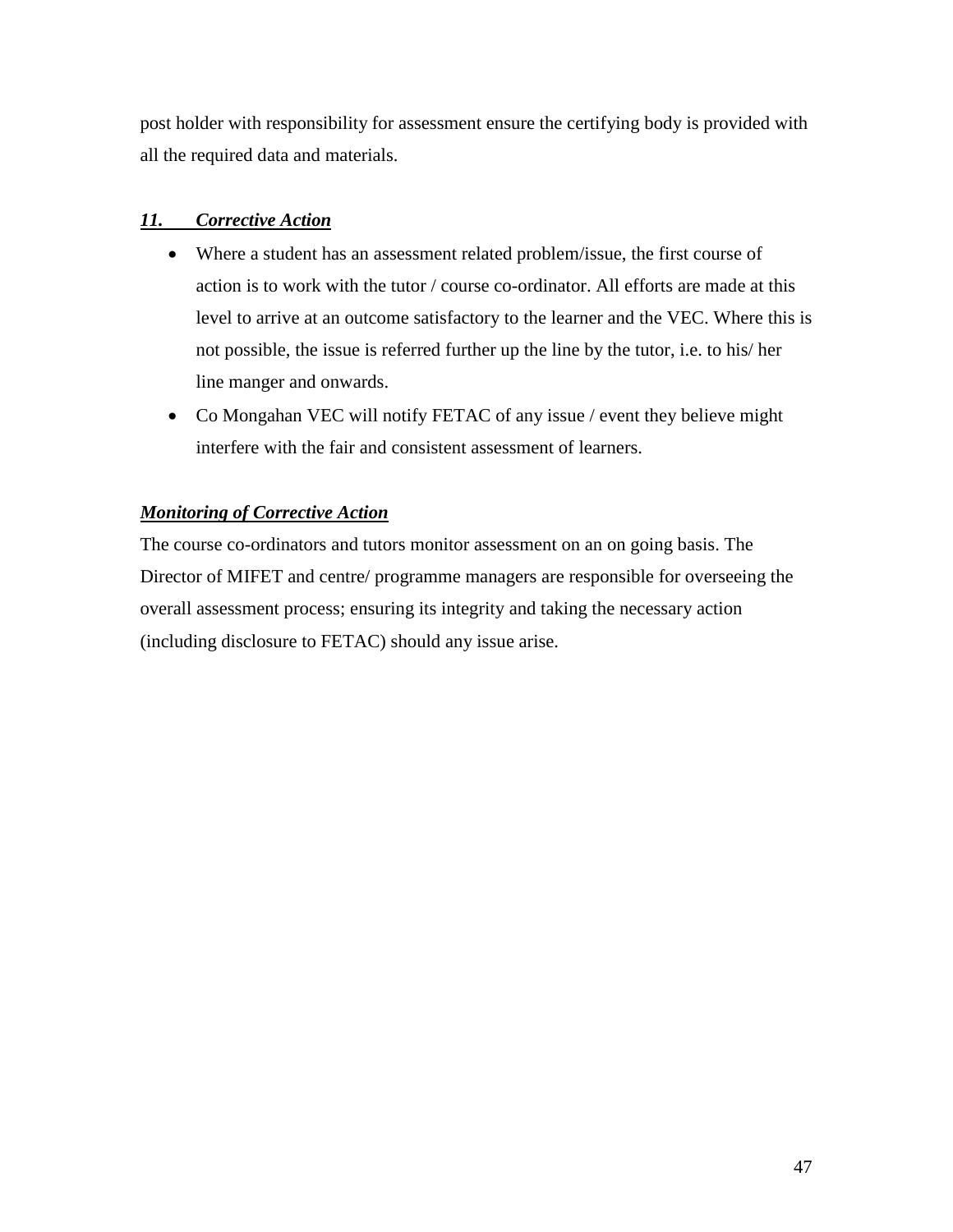post holder with responsibility for assessment ensure the certifying body is provided with all the required data and materials.

### ***11. Corrective Action***

- Where a student has an assessment related problem/issue, the first course of action is to work with the tutor / course co-ordinator. All efforts are made at this level to arrive at an outcome satisfactory to the learner and the VEC. Where this is not possible, the issue is referred further up the line by the tutor, i.e. to his/ her line manger and onwards.
- Co Mongahan VEC will notify FETAC of any issue / event they believe might interfere with the fair and consistent assessment of learners.

### ***Monitoring of Corrective Action***

The course co-ordinators and tutors monitor assessment on an on going basis. The Director of MIFET and centre/ programme managers are responsible for overseeing the overall assessment process; ensuring its integrity and taking the necessary action (including disclosure to FETAC) should any issue arise.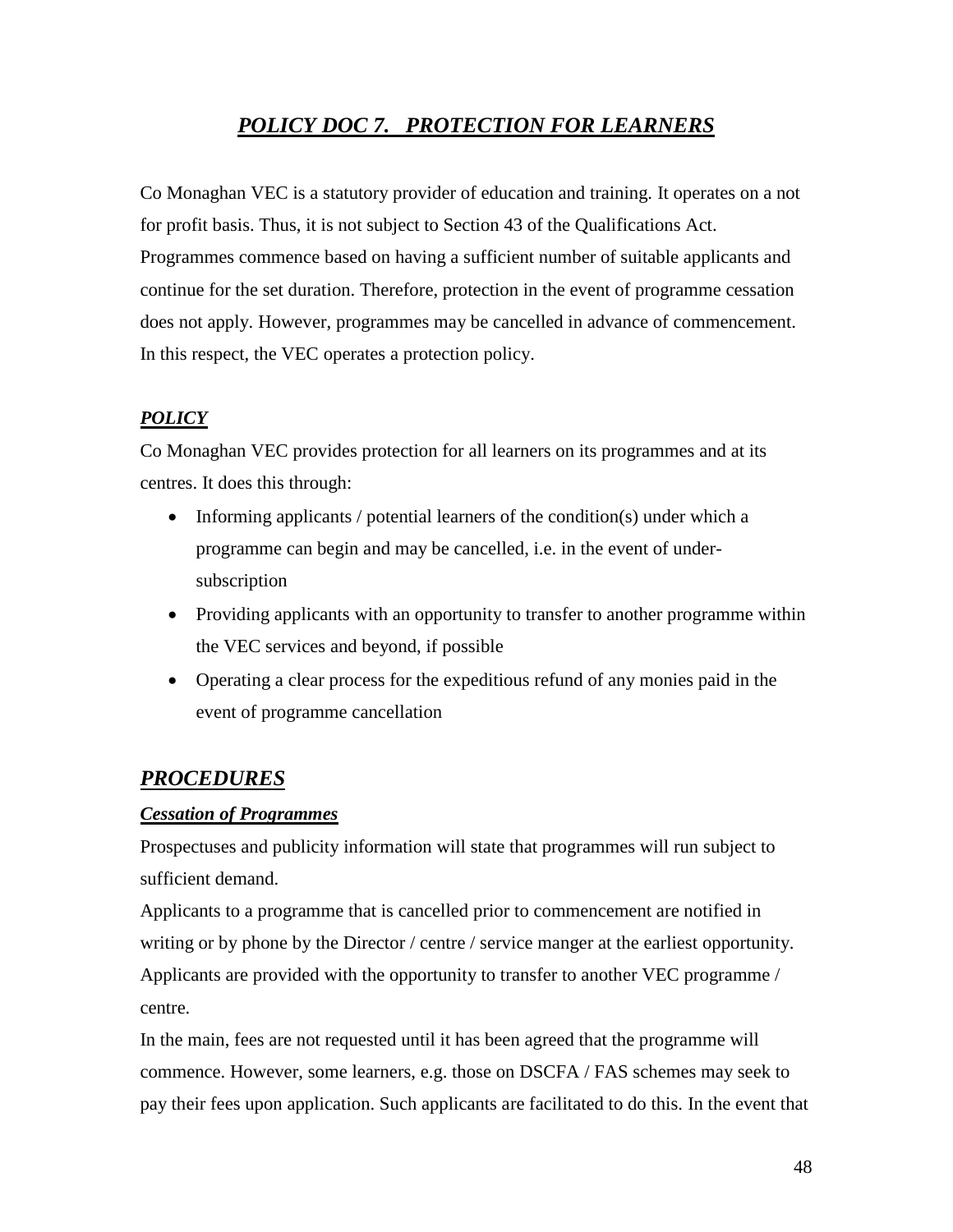# *POLICY DOC 7. PROTECTION FOR LEARNERS*

Co Monaghan VEC is a statutory provider of education and training. It operates on a not for profit basis. Thus, it is not subject to Section 43 of the Qualifications Act. Programmes commence based on having a sufficient number of suitable applicants and continue for the set duration. Therefore, protection in the event of programme cessation does not apply. However, programmes may be cancelled in advance of commencement. In this respect, the VEC operates a protection policy.

### *POLICY*

Co Monaghan VEC provides protection for all learners on its programmes and at its centres. It does this through:

- Informing applicants / potential learners of the condition(s) under which a programme can begin and may be cancelled, i.e. in the event of under-subscription
- Providing applicants with an opportunity to transfer to another programme within the VEC services and beyond, if possible
- Operating a clear process for the expeditious refund of any monies paid in the event of programme cancellation

## *PROCEDURES*

### *Cessation of Programmes*

Prospectuses and publicity information will state that programmes will run subject to sufficient demand.

Applicants to a programme that is cancelled prior to commencement are notified in writing or by phone by the Director / centre / service manger at the earliest opportunity. Applicants are provided with the opportunity to transfer to another VEC programme / centre.

In the main, fees are not requested until it has been agreed that the programme will commence. However, some learners, e.g. those on DSCFA / FAS schemes may seek to pay their fees upon application. Such applicants are facilitated to do this. In the event that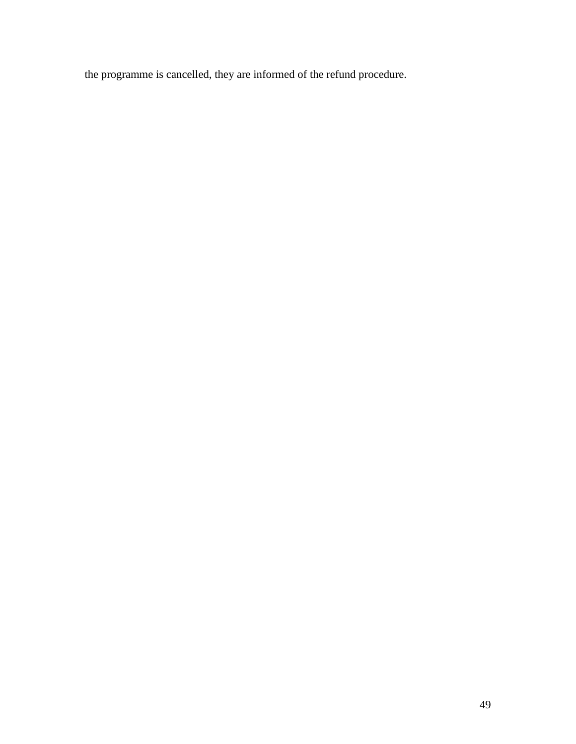the programme is cancelled, they are informed of the refund procedure.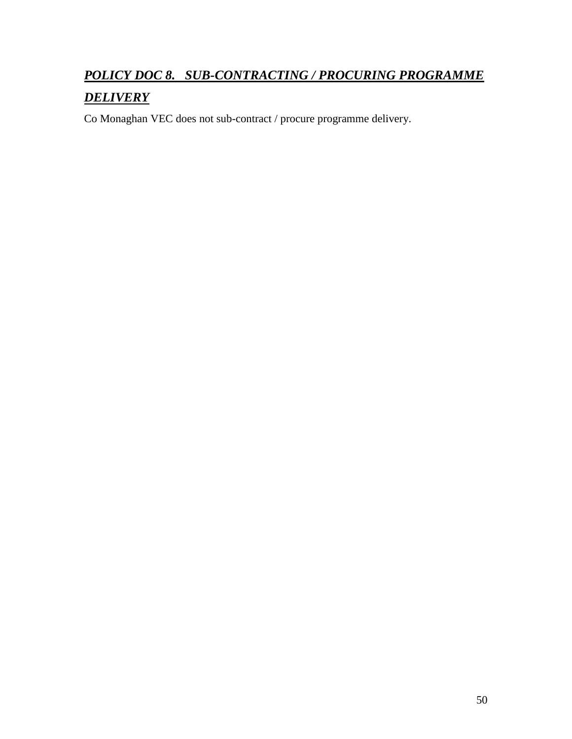## ***POLICY DOC 8. SUB-CONTRACTING / PROCURING PROGRAMME DELIVERY***

Co Monaghan VEC does not sub-contract / procure programme delivery.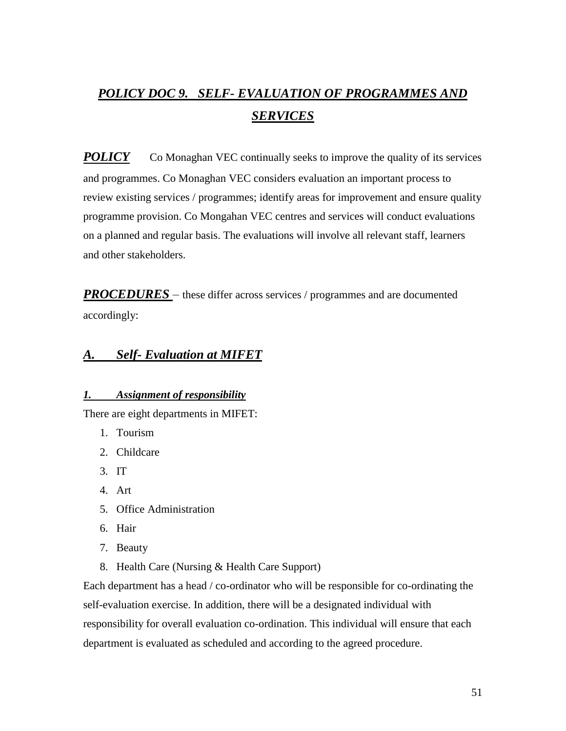# ***POLICY DOC 9. SELF- EVALUATION OF PROGRAMMES AND SERVICES***

***POLICY*** Co Monaghan VEC continually seeks to improve the quality of its services and programmes. Co Monaghan VEC considers evaluation an important process to review existing services / programmes; identify areas for improvement and ensure quality programme provision. Co Mongahan VEC centres and services will conduct evaluations on a planned and regular basis. The evaluations will involve all relevant staff, learners and other stakeholders.

***PROCEDURES*** – these differ across services / programmes and are documented accordingly:

## ***A. Self- Evaluation at MIFET***

### ***1. Assignment of responsibility***

There are eight departments in MIFET:

1. Tourism
2. Childcare
3. IT
4. Art
5. Office Administration
6. Hair
7. Beauty
8. Health Care (Nursing & Health Care Support)

Each department has a head / co-ordinator who will be responsible for co-ordinating the self-evaluation exercise. In addition, there will be a designated individual with responsibility for overall evaluation co-ordination. This individual will ensure that each department is evaluated as scheduled and according to the agreed procedure.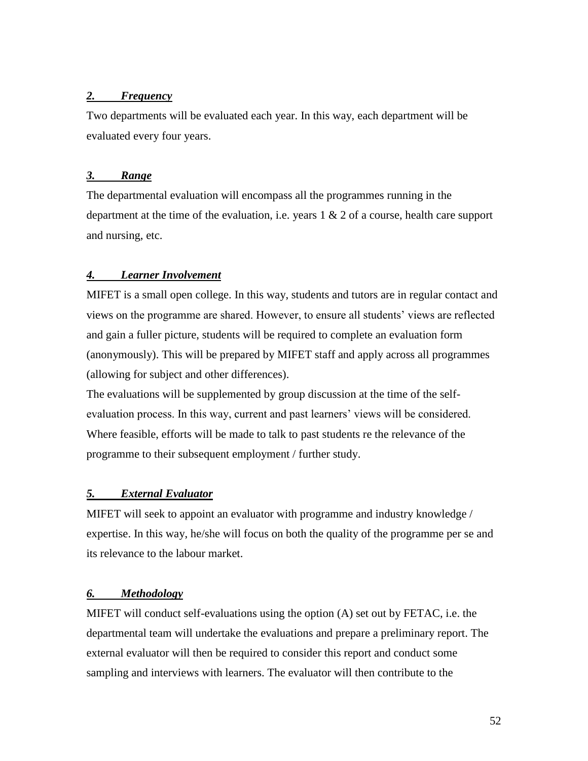### *2. Frequency*

Two departments will be evaluated each year. In this way, each department will be evaluated every four years.

### *3. Range*

The departmental evaluation will encompass all the programmes running in the department at the time of the evaluation, i.e. years 1 & 2 of a course, health care support and nursing, etc.

### *4. Learner Involvement*

MIFET is a small open college. In this way, students and tutors are in regular contact and views on the programme are shared. However, to ensure all students' views are reflected and gain a fuller picture, students will be required to complete an evaluation form (anonymously). This will be prepared by MIFET staff and apply across all programmes (allowing for subject and other differences).

The evaluations will be supplemented by group discussion at the time of the self-evaluation process. In this way, current and past learners' views will be considered. Where feasible, efforts will be made to talk to past students re the relevance of the programme to their subsequent employment / further study.

### *5. External Evaluator*

MIFET will seek to appoint an evaluator with programme and industry knowledge / expertise. In this way, he/she will focus on both the quality of the programme per se and its relevance to the labour market.

### *6. Methodology*

MIFET will conduct self-evaluations using the option (A) set out by FETAC, i.e. the departmental team will undertake the evaluations and prepare a preliminary report. The external evaluator will then be required to consider this report and conduct some sampling and interviews with learners. The evaluator will then contribute to the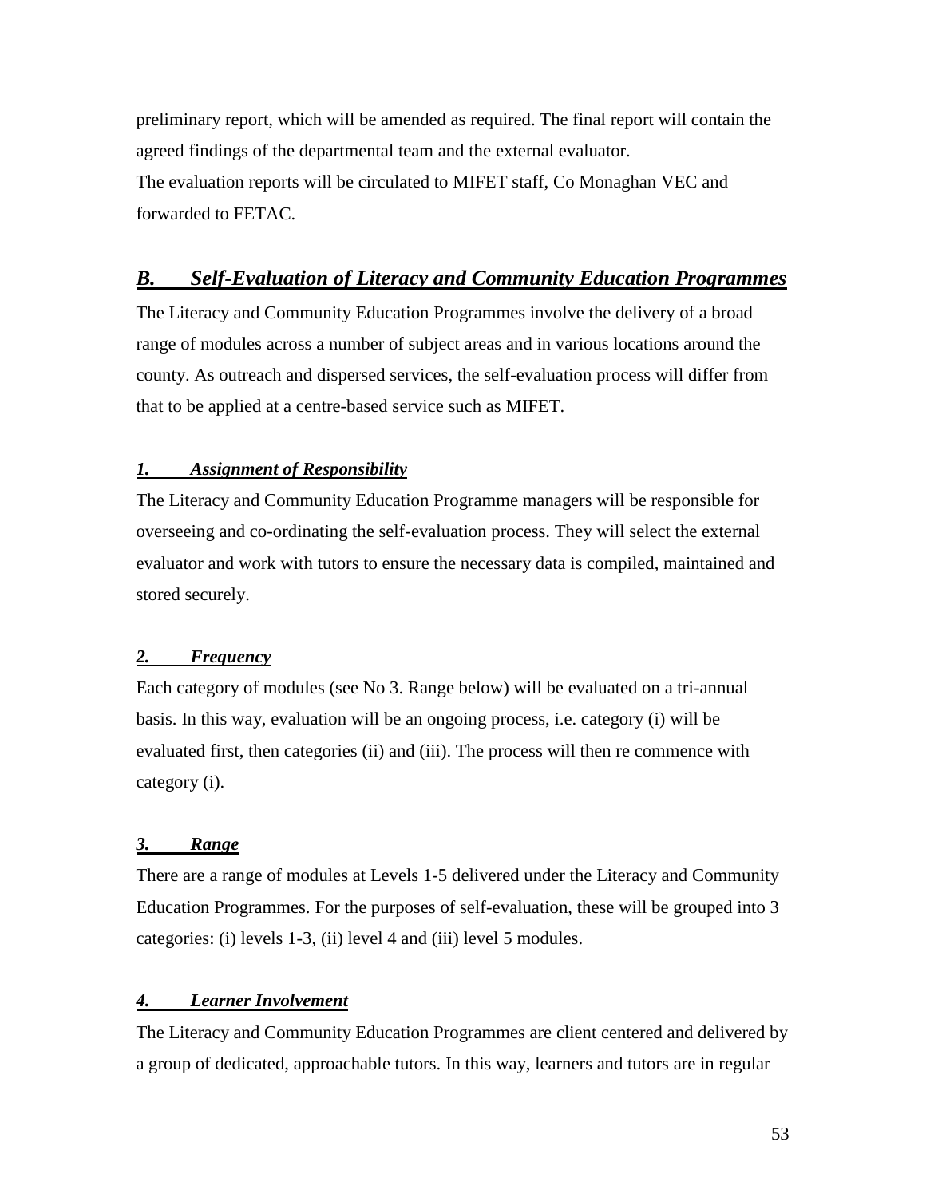preliminary report, which will be amended as required. The final report will contain the agreed findings of the departmental team and the external evaluator.

The evaluation reports will be circulated to MIFET staff, Co Monaghan VEC and forwarded to FETAC.

## *B. Self-Evaluation of Literacy and Community Education Programmes*

The Literacy and Community Education Programmes involve the delivery of a broad range of modules across a number of subject areas and in various locations around the county. As outreach and dispersed services, the self-evaluation process will differ from that to be applied at a centre-based service such as MIFET.

### *1. Assignment of Responsibility*

The Literacy and Community Education Programme managers will be responsible for overseeing and co-ordinating the self-evaluation process. They will select the external evaluator and work with tutors to ensure the necessary data is compiled, maintained and stored securely.

### *2. Frequency*

Each category of modules (see No 3. Range below) will be evaluated on a tri-annual basis. In this way, evaluation will be an ongoing process, i.e. category (i) will be evaluated first, then categories (ii) and (iii). The process will then re commence with category (i).

### *3. Range*

There are a range of modules at Levels 1-5 delivered under the Literacy and Community Education Programmes. For the purposes of self-evaluation, these will be grouped into 3 categories: (i) levels 1-3, (ii) level 4 and (iii) level 5 modules.

### *4. Learner Involvement*

The Literacy and Community Education Programmes are client centered and delivered by a group of dedicated, approachable tutors. In this way, learners and tutors are in regular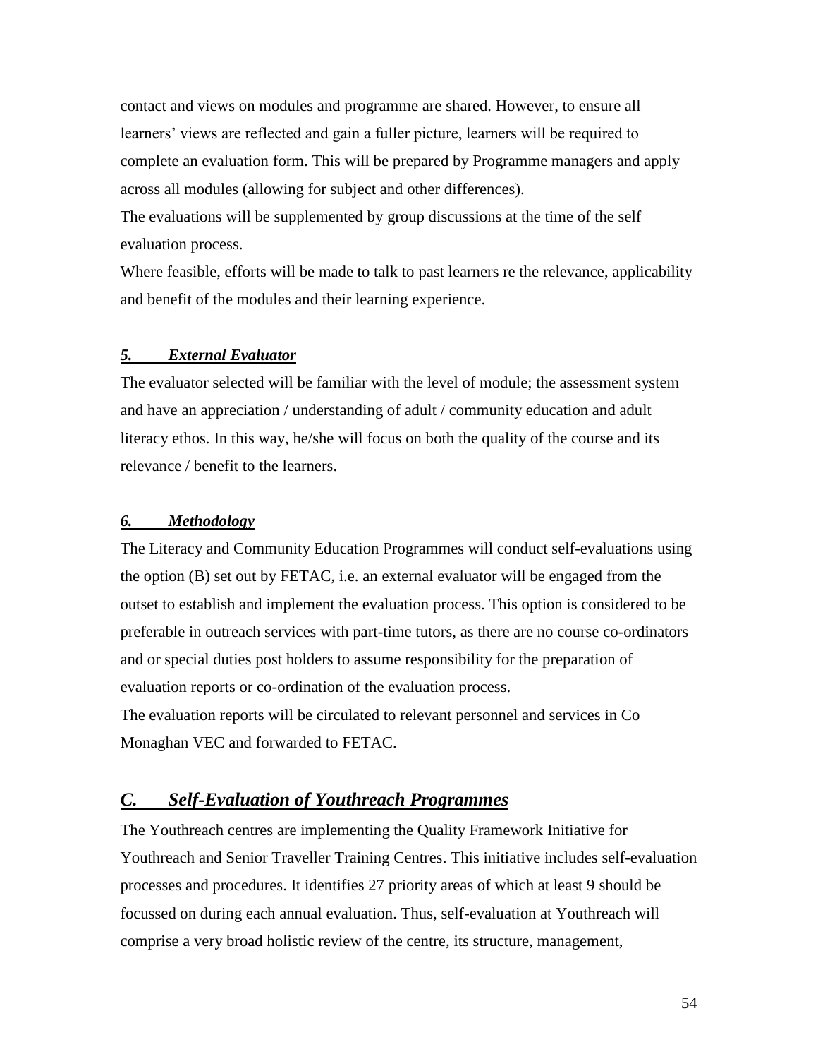contact and views on modules and programme are shared. However, to ensure all learners' views are reflected and gain a fuller picture, learners will be required to complete an evaluation form. This will be prepared by Programme managers and apply across all modules (allowing for subject and other differences).

The evaluations will be supplemented by group discussions at the time of the self evaluation process.

Where feasible, efforts will be made to talk to past learners re the relevance, applicability and benefit of the modules and their learning experience.

#### *5. External Evaluator*

The evaluator selected will be familiar with the level of module; the assessment system and have an appreciation / understanding of adult / community education and adult literacy ethos. In this way, he/she will focus on both the quality of the course and its relevance / benefit to the learners.

#### *6. Methodology*

The Literacy and Community Education Programmes will conduct self-evaluations using the option (B) set out by FETAC, i.e. an external evaluator will be engaged from the outset to establish and implement the evaluation process. This option is considered to be preferable in outreach services with part-time tutors, as there are no course co-ordinators and or special duties post holders to assume responsibility for the preparation of evaluation reports or co-ordination of the evaluation process.

The evaluation reports will be circulated to relevant personnel and services in Co Monaghan VEC and forwarded to FETAC.

## *C. Self-Evaluation of Youthreach Programmes*

The Youthreach centres are implementing the Quality Framework Initiative for Youthreach and Senior Traveller Training Centres. This initiative includes self-evaluation processes and procedures. It identifies 27 priority areas of which at least 9 should be focussed on during each annual evaluation. Thus, self-evaluation at Youthreach will comprise a very broad holistic review of the centre, its structure, management,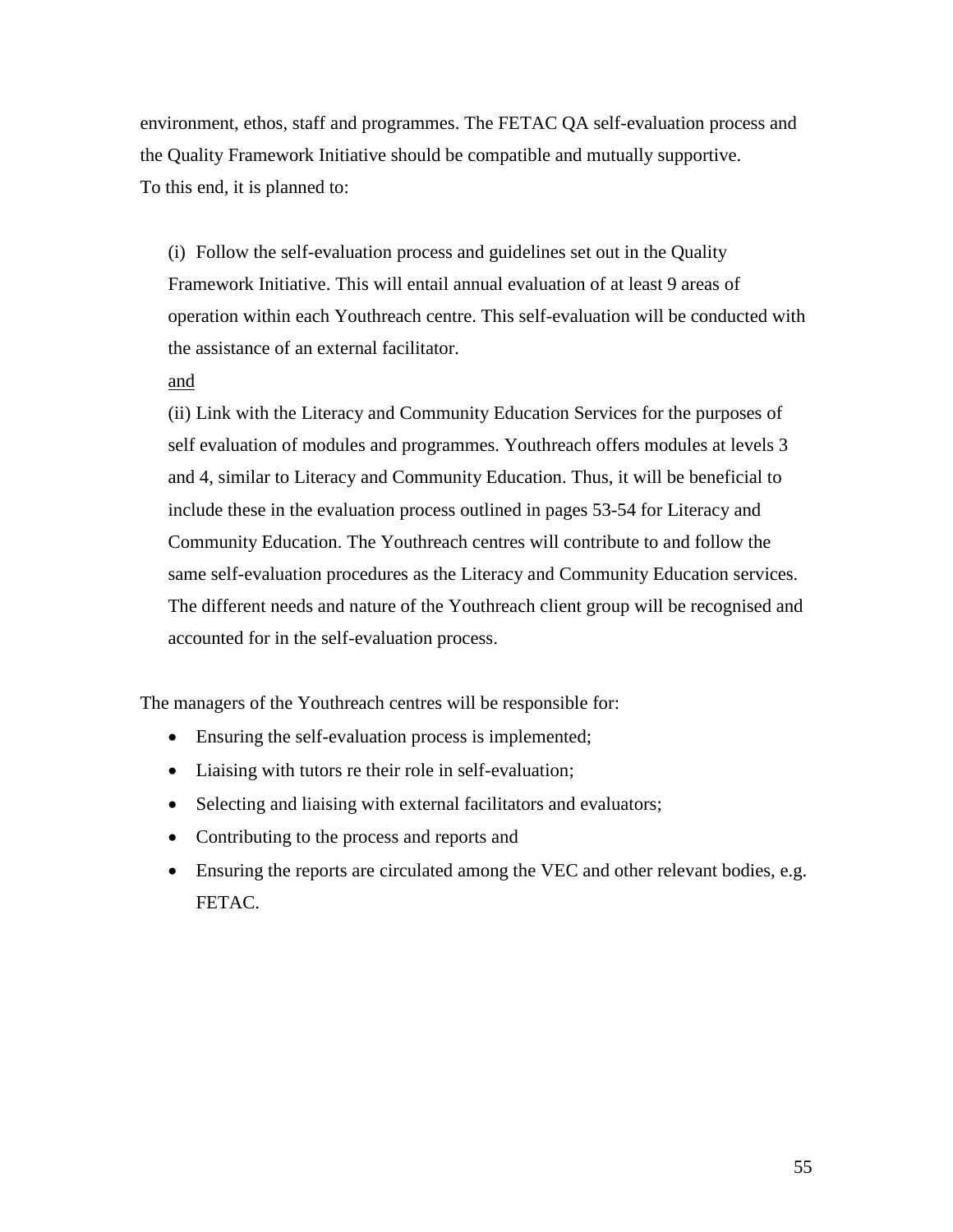environment, ethos, staff and programmes. The FETAC QA self-evaluation process and the Quality Framework Initiative should be compatible and mutually supportive.
To this end, it is planned to:

(i) Follow the self-evaluation process and guidelines set out in the Quality Framework Initiative. This will entail annual evaluation of at least 9 areas of operation within each Youthreach centre. This self-evaluation will be conducted with the assistance of an external facilitator.

<u>and</u>

(ii) Link with the Literacy and Community Education Services for the purposes of self evaluation of modules and programmes. Youthreach offers modules at levels 3 and 4, similar to Literacy and Community Education. Thus, it will be beneficial to include these in the evaluation process outlined in pages 53-54 for Literacy and Community Education. The Youthreach centres will contribute to and follow the same self-evaluation procedures as the Literacy and Community Education services. The different needs and nature of the Youthreach client group will be recognised and accounted for in the self-evaluation process.

The managers of the Youthreach centres will be responsible for:

- Ensuring the self-evaluation process is implemented;
- Liaising with tutors re their role in self-evaluation;
- Selecting and liaising with external facilitators and evaluators;
- Contributing to the process and reports and
- Ensuring the reports are circulated among the VEC and other relevant bodies, e.g. FETAC.